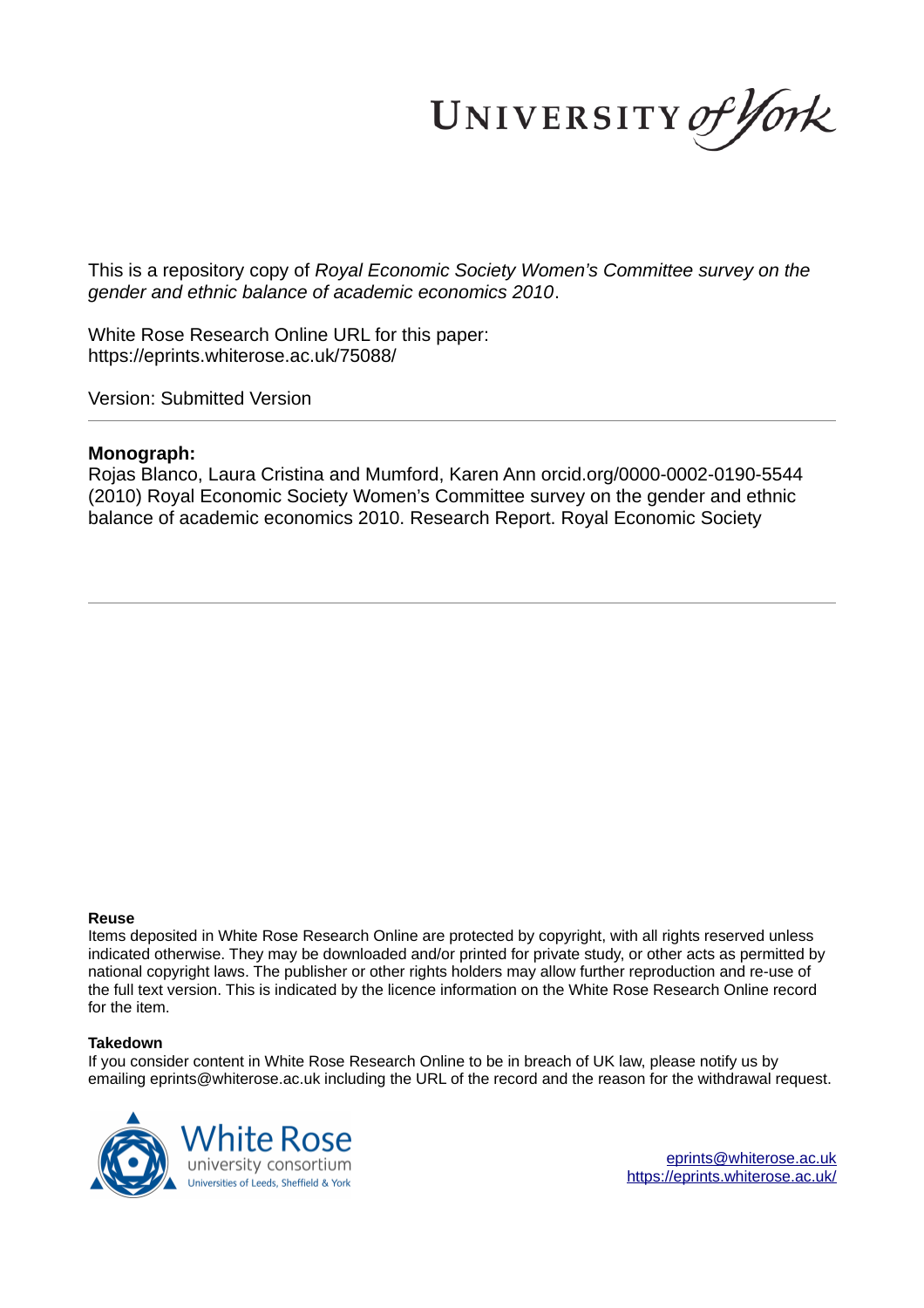UNIVERSITY *of York*

This is a repository copy of *Royal Economic Society Women's Committee survey on the gender and ethnic balance of academic economics 2010*.

White Rose Research Online URL for this paper:
https://eprints.whiterose.ac.uk/75088/

Version: Submitted Version

---

**Monograph:**

Rojas Blanco, Laura Cristina and Mumford, Karen Ann orcid.org/0000-0002-0190-5544 (2010) Royal Economic Society Women's Committee survey on the gender and ethnic balance of academic economics 2010. Research Report. Royal Economic Society

---

**Reuse**

Items deposited in White Rose Research Online are protected by copyright, with all rights reserved unless indicated otherwise. They may be downloaded and/or printed for private study, or other acts as permitted by national copyright laws. The publisher or other rights holders may allow further reproduction and re-use of the full text version. This is indicated by the licence information on the White Rose Research Online record for the item.

**Takedown**

If you consider content in White Rose Research Online to be in breach of UK law, please notify us by emailing eprints@whiterose.ac.uk including the URL of the record and the reason for the withdrawal request.

White Rose university consortium
Universities of Leeds, Sheffield & York

eprints@whiterose.ac.uk
https://eprints.whiterose.ac.uk/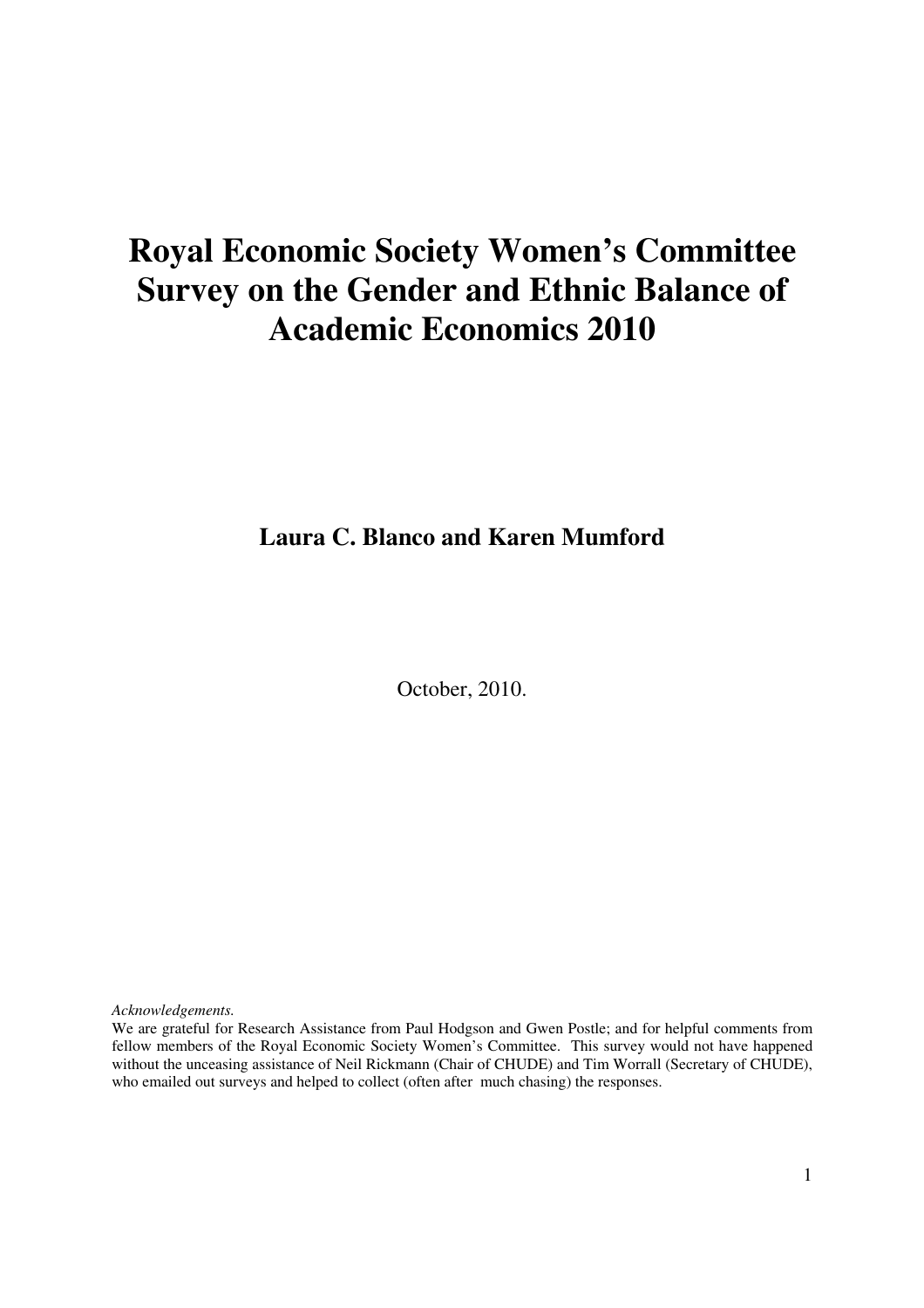# Royal Economic Society Women's Committee Survey on the Gender and Ethnic Balance of Academic Economics 2010

**Laura C. Blanco and Karen Mumford**

October, 2010.

*Acknowledgements.*

We are grateful for Research Assistance from Paul Hodgson and Gwen Postle; and for helpful comments from fellow members of the Royal Economic Society Women's Committee. This survey would not have happened without the unceasing assistance of Neil Rickmann (Chair of CHUDE) and Tim Worrall (Secretary of CHUDE), who emailed out surveys and helped to collect (often after much chasing) the responses.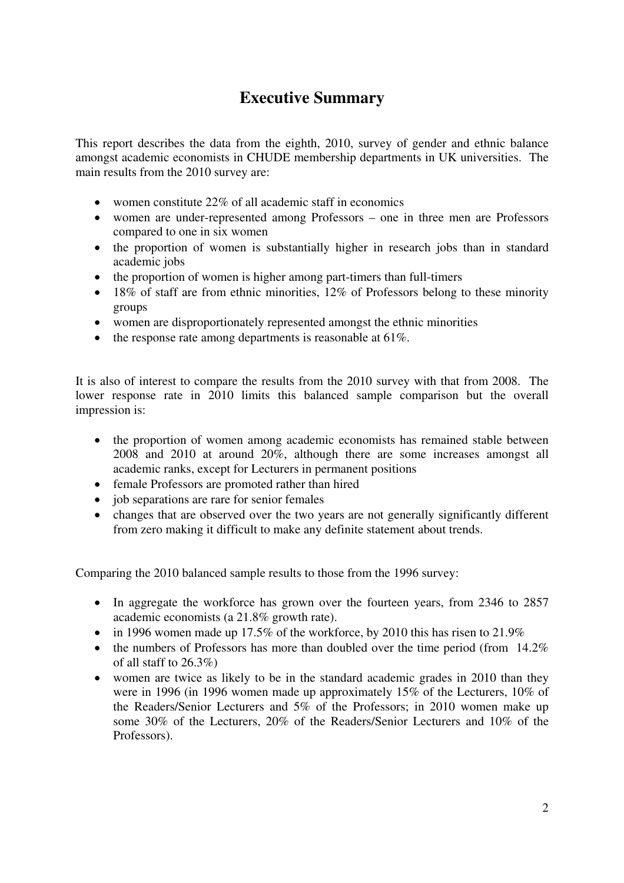# Executive Summary

This report describes the data from the eighth, 2010, survey of gender and ethnic balance amongst academic economists in CHUDE membership departments in UK universities. The main results from the 2010 survey are:

- women constitute 22% of all academic staff in economics
- women are under-represented among Professors – one in three men are Professors compared to one in six women
- the proportion of women is substantially higher in research jobs than in standard academic jobs
- the proportion of women is higher among part-timers than full-timers
- 18% of staff are from ethnic minorities, 12% of Professors belong to these minority groups
- women are disproportionately represented amongst the ethnic minorities
- the response rate among departments is reasonable at 61%.

It is also of interest to compare the results from the 2010 survey with that from 2008. The lower response rate in 2010 limits this balanced sample comparison but the overall impression is:

- the proportion of women among academic economists has remained stable between 2008 and 2010 at around 20%, although there are some increases amongst all academic ranks, except for Lecturers in permanent positions
- female Professors are promoted rather than hired
- job separations are rare for senior females
- changes that are observed over the two years are not generally significantly different from zero making it difficult to make any definite statement about trends.

Comparing the 2010 balanced sample results to those from the 1996 survey:

- In aggregate the workforce has grown over the fourteen years, from 2346 to 2857 academic economists (a 21.8% growth rate).
- in 1996 women made up 17.5% of the workforce, by 2010 this has risen to 21.9%
- the numbers of Professors has more than doubled over the time period (from 14.2% of all staff to 26.3%)
- women are twice as likely to be in the standard academic grades in 2010 than they were in 1996 (in 1996 women made up approximately 15% of the Lecturers, 10% of the Readers/Senior Lecturers and 5% of the Professors; in 2010 women make up some 30% of the Lecturers, 20% of the Readers/Senior Lecturers and 10% of the Professors).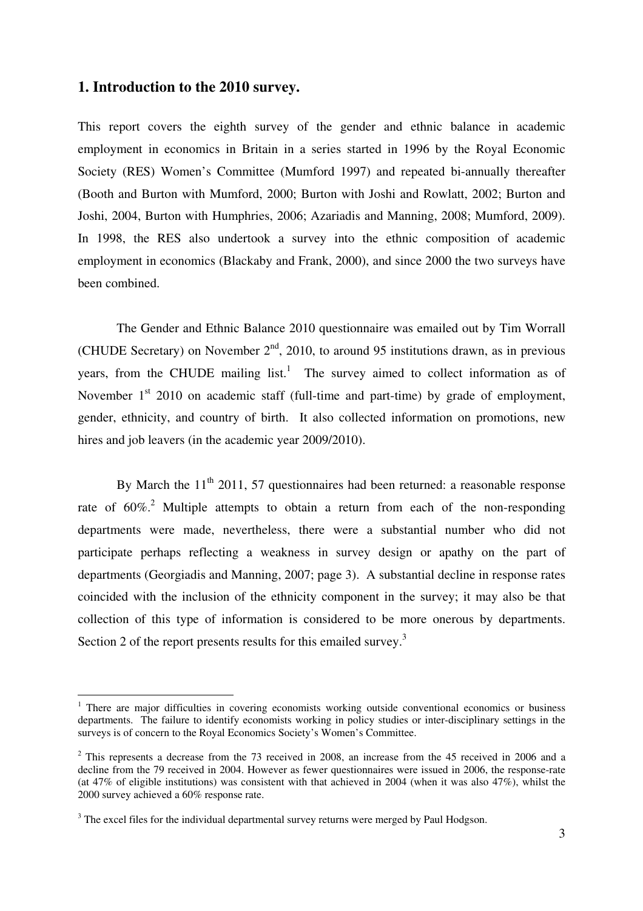## 1. Introduction to the 2010 survey.

This report covers the eighth survey of the gender and ethnic balance in academic employment in economics in Britain in a series started in 1996 by the Royal Economic Society (RES) Women's Committee (Mumford 1997) and repeated bi-annually thereafter (Booth and Burton with Mumford, 2000; Burton with Joshi and Rowlatt, 2002; Burton and Joshi, 2004, Burton with Humphries, 2006; Azariadis and Manning, 2008; Mumford, 2009). In 1998, the RES also undertook a survey into the ethnic composition of academic employment in economics (Blackaby and Frank, 2000), and since 2000 the two surveys have been combined.

The Gender and Ethnic Balance 2010 questionnaire was emailed out by Tim Worrall (CHUDE Secretary) on November 2nd, 2010, to around 95 institutions drawn, as in previous years, from the CHUDE mailing list.[1] The survey aimed to collect information as of November 1st 2010 on academic staff (full-time and part-time) by grade of employment, gender, ethnicity, and country of birth. It also collected information on promotions, new hires and job leavers (in the academic year 2009/2010).

By March the 11th 2011, 57 questionnaires had been returned: a reasonable response rate of 60%.[2] Multiple attempts to obtain a return from each of the non-responding departments were made, nevertheless, there were a substantial number who did not participate perhaps reflecting a weakness in survey design or apathy on the part of departments (Georgiadis and Manning, 2007; page 3). A substantial decline in response rates coincided with the inclusion of the ethnicity component in the survey; it may also be that collection of this type of information is considered to be more onerous by departments. Section 2 of the report presents results for this emailed survey.[3]

---

[1] There are major difficulties in covering economists working outside conventional economics or business departments. The failure to identify economists working in policy studies or inter-disciplinary settings in the surveys is of concern to the Royal Economics Society's Women's Committee.

[2] This represents a decrease from the 73 received in 2008, an increase from the 45 received in 2006 and a decline from the 79 received in 2004. However as fewer questionnaires were issued in 2006, the response-rate (at 47% of eligible institutions) was consistent with that achieved in 2004 (when it was also 47%), whilst the 2000 survey achieved a 60% response rate.

[3] The excel files for the individual departmental survey returns were merged by Paul Hodgson.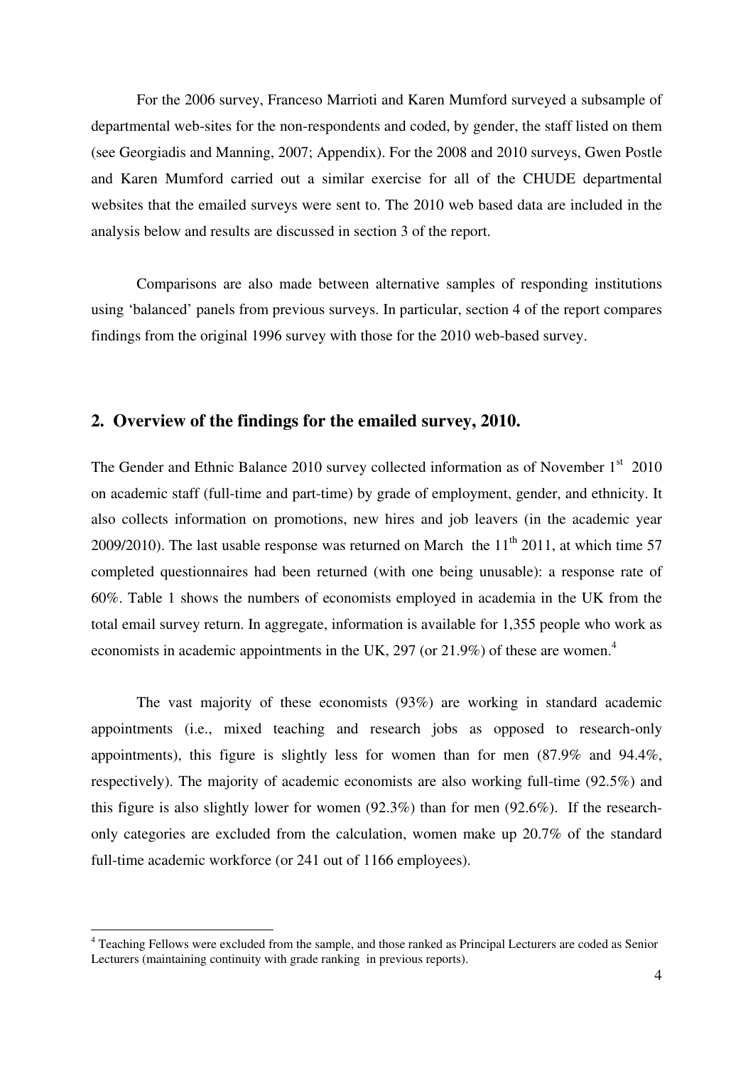For the 2006 survey, Franceso Marrioti and Karen Mumford surveyed a subsample of departmental web-sites for the non-respondents and coded, by gender, the staff listed on them (see Georgiadis and Manning, 2007; Appendix). For the 2008 and 2010 surveys, Gwen Postle and Karen Mumford carried out a similar exercise for all of the CHUDE departmental websites that the emailed surveys were sent to. The 2010 web based data are included in the analysis below and results are discussed in section 3 of the report.

Comparisons are also made between alternative samples of responding institutions using 'balanced' panels from previous surveys. In particular, section 4 of the report compares findings from the original 1996 survey with those for the 2010 web-based survey.

## 2. Overview of the findings for the emailed survey, 2010.

The Gender and Ethnic Balance 2010 survey collected information as of November 1st 2010 on academic staff (full-time and part-time) by grade of employment, gender, and ethnicity. It also collects information on promotions, new hires and job leavers (in the academic year 2009/2010). The last usable response was returned on March the 11th 2011, at which time 57 completed questionnaires had been returned (with one being unusable): a response rate of 60%. Table 1 shows the numbers of economists employed in academia in the UK from the total email survey return. In aggregate, information is available for 1,355 people who work as economists in academic appointments in the UK, 297 (or 21.9%) of these are women.[4]

The vast majority of these economists (93%) are working in standard academic appointments (i.e., mixed teaching and research jobs as opposed to research-only appointments), this figure is slightly less for women than for men (87.9% and 94.4%, respectively). The majority of academic economists are also working full-time (92.5%) and this figure is also slightly lower for women (92.3%) than for men (92.6%). If the research-only categories are excluded from the calculation, women make up 20.7% of the standard full-time academic workforce (or 241 out of 1166 employees).

[4] Teaching Fellows were excluded from the sample, and those ranked as Principal Lecturers are coded as Senior Lecturers (maintaining continuity with grade ranking in previous reports).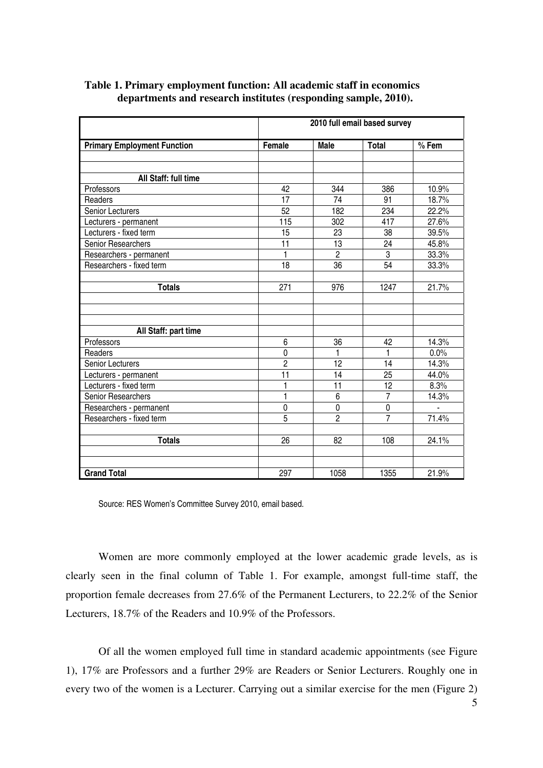**Table 1. Primary employment function: All academic staff in economics departments and research institutes (responding sample, 2010).**

| | 2010 full email based survey | | | |
|---|---|---|---|---|
| **Primary Employment Function** | **Female** | **Male** | **Total** | **% Fem** |
| | | | | |
| | | | | |
| **All Staff: full time** | | | | |
| Professors | 42 | 344 | 386 | 10.9% |
| Readers | 17 | 74 | 91 | 18.7% |
| Senior Lecturers | 52 | 182 | 234 | 22.2% |
| Lecturers - permanent | 115 | 302 | 417 | 27.6% |
| Lecturers - fixed term | 15 | 23 | 38 | 39.5% |
| Senior Researchers | 11 | 13 | 24 | 45.8% |
| Researchers - permanent | 1 | 2 | 3 | 33.3% |
| Researchers - fixed term | 18 | 36 | 54 | 33.3% |
| | | | | |
| **Totals** | 271 | 976 | 1247 | 21.7% |
| | | | | |
| | | | | |
| | | | | |
| **All Staff: part time** | | | | |
| Professors | 6 | 36 | 42 | 14.3% |
| Readers | 0 | 1 | 1 | 0.0% |
| Senior Lecturers | 2 | 12 | 14 | 14.3% |
| Lecturers - permanent | 11 | 14 | 25 | 44.0% |
| Lecturers - fixed term | 1 | 11 | 12 | 8.3% |
| Senior Researchers | 1 | 6 | 7 | 14.3% |
| Researchers - permanent | 0 | 0 | 0 | - |
| Researchers - fixed term | 5 | 2 | 7 | 71.4% |
| | | | | |
| **Totals** | 26 | 82 | 108 | 24.1% |
| | | | | |
| | | | | |
| **Grand Total** | 297 | 1058 | 1355 | 21.9% |

Source: RES Women's Committee Survey 2010, email based.

Women are more commonly employed at the lower academic grade levels, as is clearly seen in the final column of Table 1. For example, amongst full-time staff, the proportion female decreases from 27.6% of the Permanent Lecturers, to 22.2% of the Senior Lecturers, 18.7% of the Readers and 10.9% of the Professors.

Of all the women employed full time in standard academic appointments (see Figure 1), 17% are Professors and a further 29% are Readers or Senior Lecturers. Roughly one in every two of the women is a Lecturer. Carrying out a similar exercise for the men (Figure 2)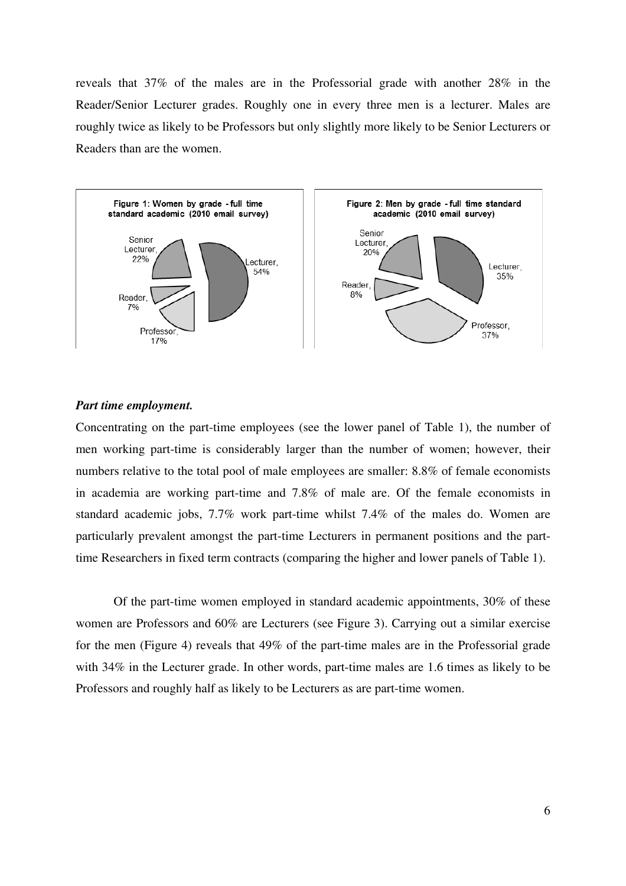reveals that 37% of the males are in the Professorial grade with another 28% in the Reader/Senior Lecturer grades. Roughly one in every three men is a lecturer. Males are roughly twice as likely to be Professors but only slightly more likely to be Senior Lecturers or Readers than are the women.

Figure 1: Women by grade - full time standard academic (2010 email survey)

Senior Lecturer, 22%
Lecturer, 54%
Reader, 7%
Professor, 17%

Figure 2: Men by grade - full time standard academic (2010 email survey)

Senior Lecturer, 20%
Lecturer, 35%
Reader, 8%
Professor, 37%

***Part time employment.***

Concentrating on the part-time employees (see the lower panel of Table 1), the number of men working part-time is considerably larger than the number of women; however, their numbers relative to the total pool of male employees are smaller: 8.8% of female economists in academia are working part-time and 7.8% of male are. Of the female economists in standard academic jobs, 7.7% work part-time whilst 7.4% of the males do. Women are particularly prevalent amongst the part-time Lecturers in permanent positions and the part-time Researchers in fixed term contracts (comparing the higher and lower panels of Table 1).

Of the part-time women employed in standard academic appointments, 30% of these women are Professors and 60% are Lecturers (see Figure 3). Carrying out a similar exercise for the men (Figure 4) reveals that 49% of the part-time males are in the Professorial grade with 34% in the Lecturer grade. In other words, part-time males are 1.6 times as likely to be Professors and roughly half as likely to be Lecturers as are part-time women.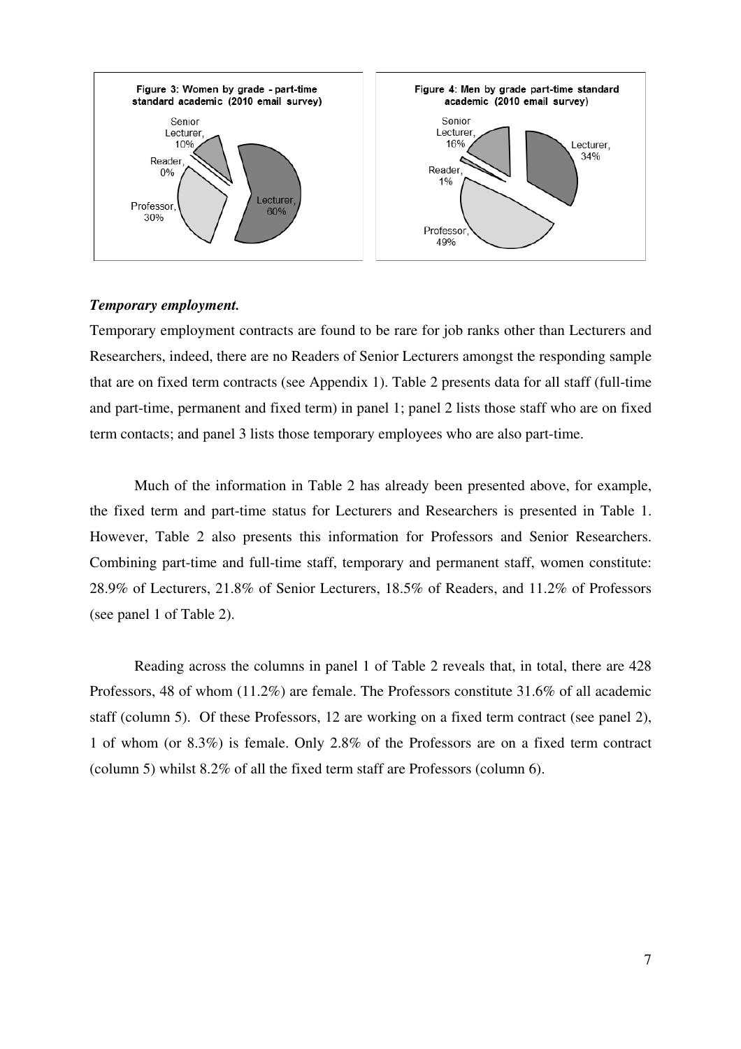Figure 3: Women by grade - part-time standard academic (2010 email survey)

Senior Lecturer, 10%
Reader, 0%
Professor, 30%
Lecturer, 60%

Figure 4: Men by grade part-time standard academic (2010 email survey)

Senior Lecturer, 16%
Reader, 1%
Professor, 49%
Lecturer, 34%

***Temporary employment.***

Temporary employment contracts are found to be rare for job ranks other than Lecturers and Researchers, indeed, there are no Readers of Senior Lecturers amongst the responding sample that are on fixed term contracts (see Appendix 1). Table 2 presents data for all staff (full-time and part-time, permanent and fixed term) in panel 1; panel 2 lists those staff who are on fixed term contacts; and panel 3 lists those temporary employees who are also part-time.

Much of the information in Table 2 has already been presented above, for example, the fixed term and part-time status for Lecturers and Researchers is presented in Table 1. However, Table 2 also presents this information for Professors and Senior Researchers. Combining part-time and full-time staff, temporary and permanent staff, women constitute: 28.9% of Lecturers, 21.8% of Senior Lecturers, 18.5% of Readers, and 11.2% of Professors (see panel 1 of Table 2).

Reading across the columns in panel 1 of Table 2 reveals that, in total, there are 428 Professors, 48 of whom (11.2%) are female. The Professors constitute 31.6% of all academic staff (column 5). Of these Professors, 12 are working on a fixed term contract (see panel 2), 1 of whom (or 8.3%) is female. Only 2.8% of the Professors are on a fixed term contract (column 5) whilst 8.2% of all the fixed term staff are Professors (column 6).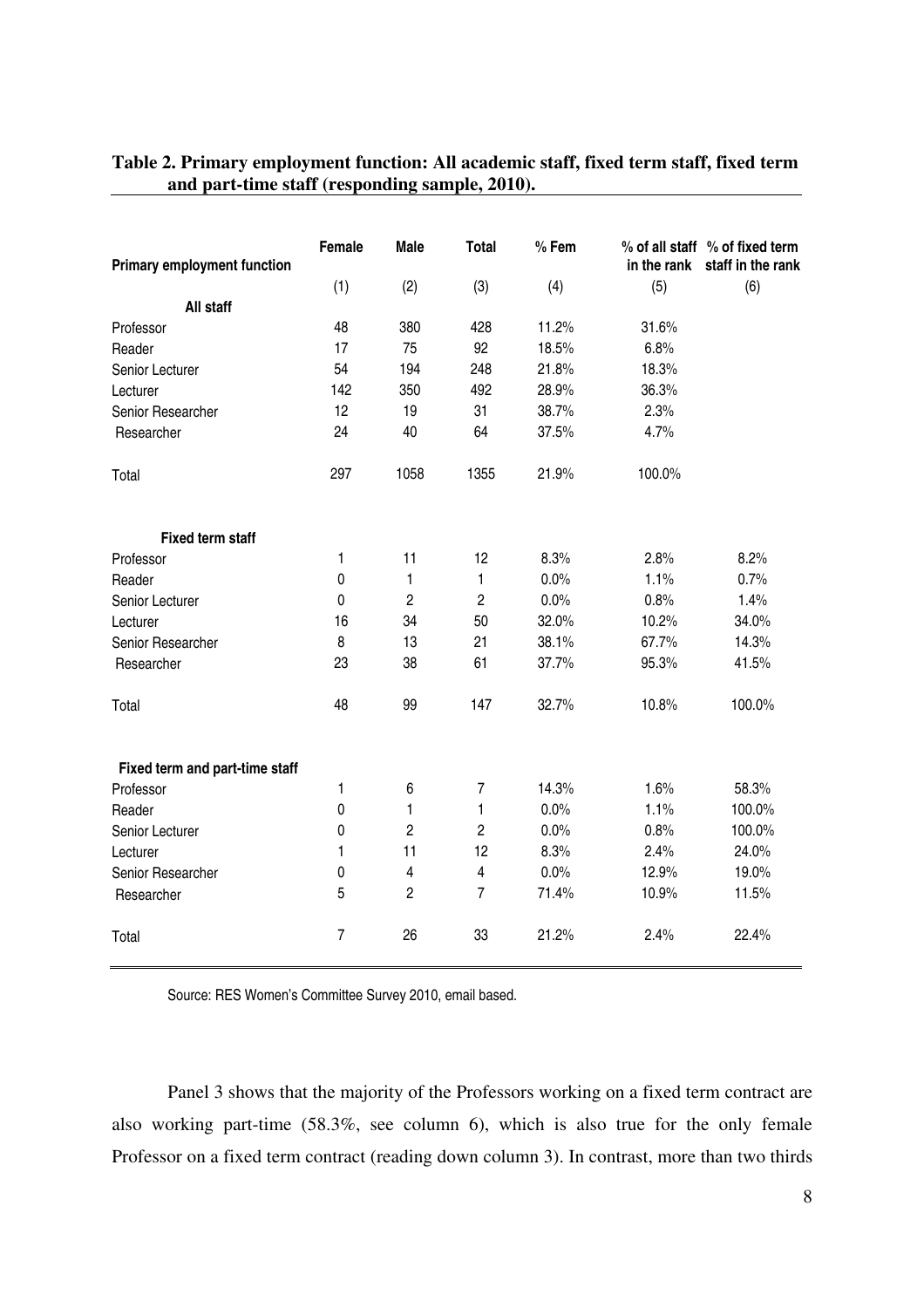**Table 2. Primary employment function: All academic staff, fixed term staff, fixed term and part-time staff (responding sample, 2010).**

| Primary employment function | Female | Male | Total | % Fem | % of all staff in the rank | % of fixed term staff in the rank |
|---|---|---|---|---|---|---|
| | (1) | (2) | (3) | (4) | (5) | (6) |
| **All staff** | | | | | | |
| Professor | 48 | 380 | 428 | 11.2% | 31.6% | |
| Reader | 17 | 75 | 92 | 18.5% | 6.8% | |
| Senior Lecturer | 54 | 194 | 248 | 21.8% | 18.3% | |
| Lecturer | 142 | 350 | 492 | 28.9% | 36.3% | |
| Senior Researcher | 12 | 19 | 31 | 38.7% | 2.3% | |
| Researcher | 24 | 40 | 64 | 37.5% | 4.7% | |
| Total | 297 | 1058 | 1355 | 21.9% | 100.0% | |
| **Fixed term staff** | | | | | | |
| Professor | 1 | 11 | 12 | 8.3% | 2.8% | 8.2% |
| Reader | 0 | 1 | 1 | 0.0% | 1.1% | 0.7% |
| Senior Lecturer | 0 | 2 | 2 | 0.0% | 0.8% | 1.4% |
| Lecturer | 16 | 34 | 50 | 32.0% | 10.2% | 34.0% |
| Senior Researcher | 8 | 13 | 21 | 38.1% | 67.7% | 14.3% |
| Researcher | 23 | 38 | 61 | 37.7% | 95.3% | 41.5% |
| Total | 48 | 99 | 147 | 32.7% | 10.8% | 100.0% |
| **Fixed term and part-time staff** | | | | | | |
| Professor | 1 | 6 | 7 | 14.3% | 1.6% | 58.3% |
| Reader | 0 | 1 | 1 | 0.0% | 1.1% | 100.0% |
| Senior Lecturer | 0 | 2 | 2 | 0.0% | 0.8% | 100.0% |
| Lecturer | 1 | 11 | 12 | 8.3% | 2.4% | 24.0% |
| Senior Researcher | 0 | 4 | 4 | 0.0% | 12.9% | 19.0% |
| Researcher | 5 | 2 | 7 | 71.4% | 10.9% | 11.5% |
| Total | 7 | 26 | 33 | 21.2% | 2.4% | 22.4% |

Source: RES Women's Committee Survey 2010, email based.

Panel 3 shows that the majority of the Professors working on a fixed term contract are also working part-time (58.3%, see column 6), which is also true for the only female Professor on a fixed term contract (reading down column 3). In contrast, more than two thirds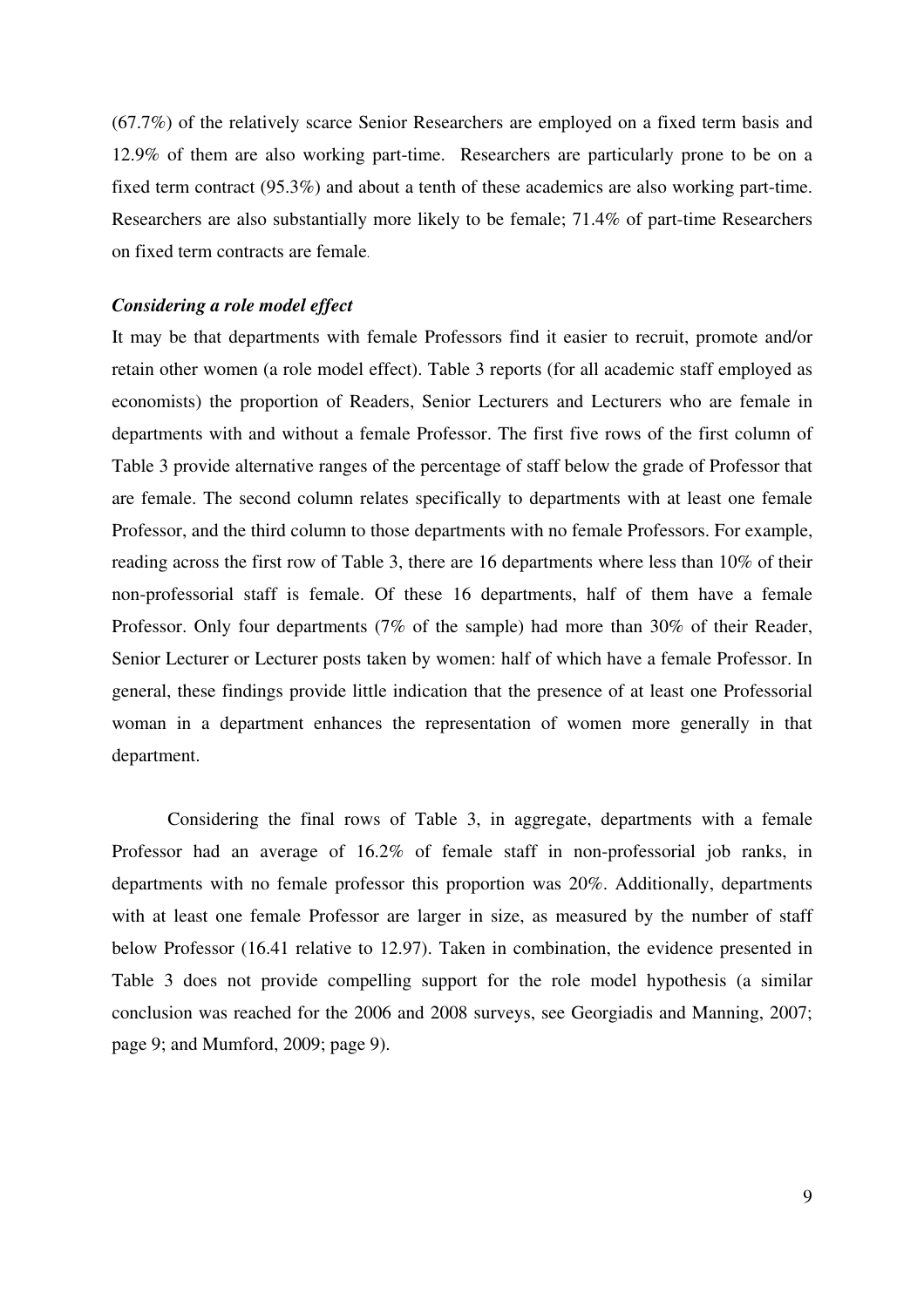(67.7%) of the relatively scarce Senior Researchers are employed on a fixed term basis and 12.9% of them are also working part-time. Researchers are particularly prone to be on a fixed term contract (95.3%) and about a tenth of these academics are also working part-time. Researchers are also substantially more likely to be female; 71.4% of part-time Researchers on fixed term contracts are female.

### *Considering a role model effect*

It may be that departments with female Professors find it easier to recruit, promote and/or retain other women (a role model effect). Table 3 reports (for all academic staff employed as economists) the proportion of Readers, Senior Lecturers and Lecturers who are female in departments with and without a female Professor. The first five rows of the first column of Table 3 provide alternative ranges of the percentage of staff below the grade of Professor that are female. The second column relates specifically to departments with at least one female Professor, and the third column to those departments with no female Professors. For example, reading across the first row of Table 3, there are 16 departments where less than 10% of their non-professorial staff is female. Of these 16 departments, half of them have a female Professor. Only four departments (7% of the sample) had more than 30% of their Reader, Senior Lecturer or Lecturer posts taken by women: half of which have a female Professor. In general, these findings provide little indication that the presence of at least one Professorial woman in a department enhances the representation of women more generally in that department.

Considering the final rows of Table 3, in aggregate, departments with a female Professor had an average of 16.2% of female staff in non-professorial job ranks, in departments with no female professor this proportion was 20%. Additionally, departments with at least one female Professor are larger in size, as measured by the number of staff below Professor (16.41 relative to 12.97). Taken in combination, the evidence presented in Table 3 does not provide compelling support for the role model hypothesis (a similar conclusion was reached for the 2006 and 2008 surveys, see Georgiadis and Manning, 2007; page 9; and Mumford, 2009; page 9).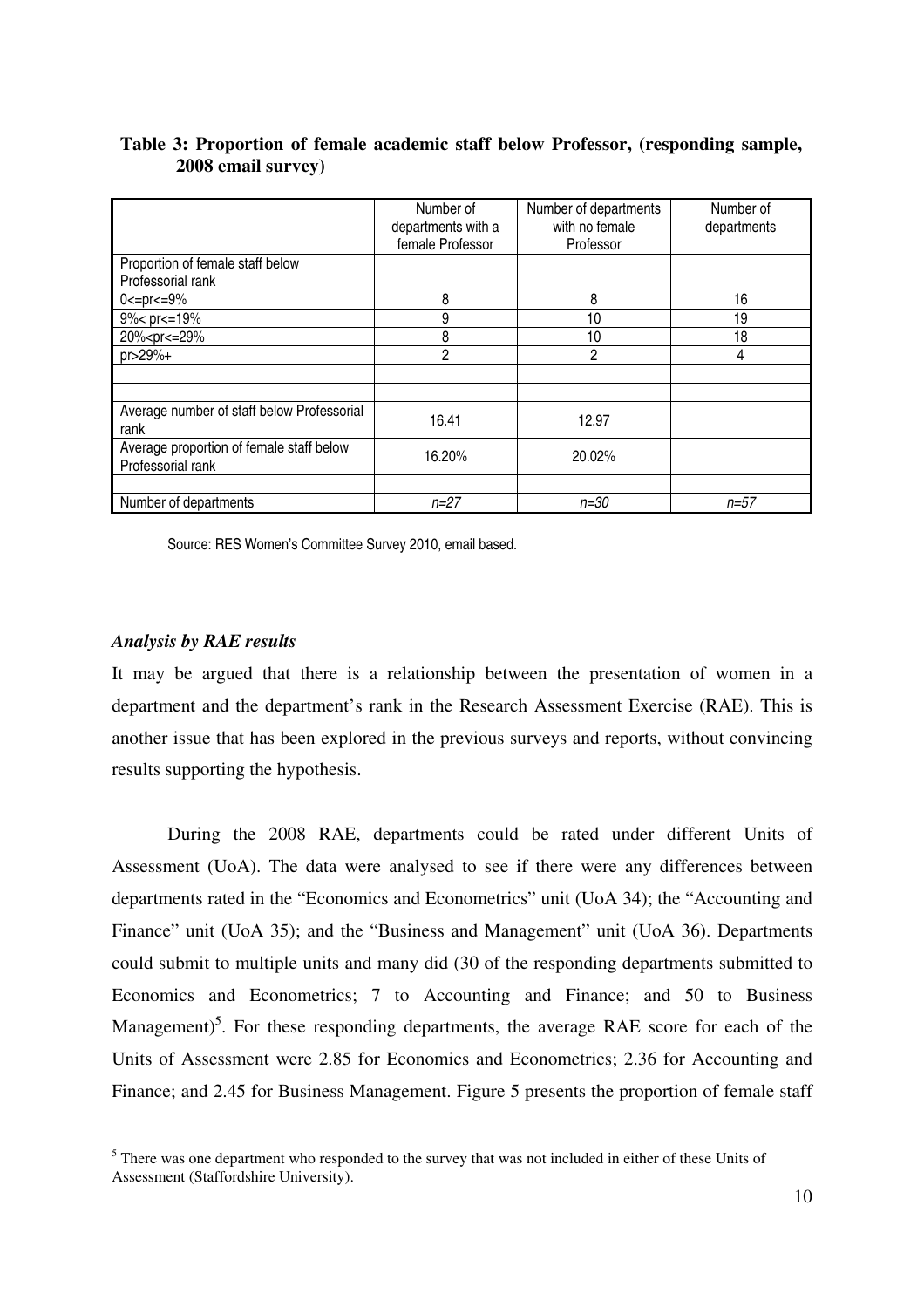**Table 3: Proportion of female academic staff below Professor, (responding sample, 2008 email survey)**

| | Number of departments with a female Professor | Number of departments with no female Professor | Number of departments |
|---|---|---|---|
| Proportion of female staff below Professorial rank | | | |
| 0<=pr<=9% | 8 | 8 | 16 |
| 9%< pr<=19% | 9 | 10 | 19 |
| 20%<pr<=29% | 8 | 10 | 18 |
| pr>29%+ | 2 | 2 | 4 |
| | | | |
| | | | |
| Average number of staff below Professorial rank | 16.41 | 12.97 | |
| Average proportion of female staff below Professorial rank | 16.20% | 20.02% | |
| | | | |
| Number of departments | *n=27* | *n=30* | *n=57* |

Source: RES Women's Committee Survey 2010, email based.

### *Analysis by RAE results*

It may be argued that there is a relationship between the presentation of women in a department and the department's rank in the Research Assessment Exercise (RAE). This is another issue that has been explored in the previous surveys and reports, without convincing results supporting the hypothesis.

During the 2008 RAE, departments could be rated under different Units of Assessment (UoA). The data were analysed to see if there were any differences between departments rated in the "Economics and Econometrics" unit (UoA 34); the "Accounting and Finance" unit (UoA 35); and the "Business and Management" unit (UoA 36). Departments could submit to multiple units and many did (30 of the responding departments submitted to Economics and Econometrics; 7 to Accounting and Finance; and 50 to Business Management)[5]. For these responding departments, the average RAE score for each of the Units of Assessment were 2.85 for Economics and Econometrics; 2.36 for Accounting and Finance; and 2.45 for Business Management. Figure 5 presents the proportion of female staff

[5] There was one department who responded to the survey that was not included in either of these Units of Assessment (Staffordshire University).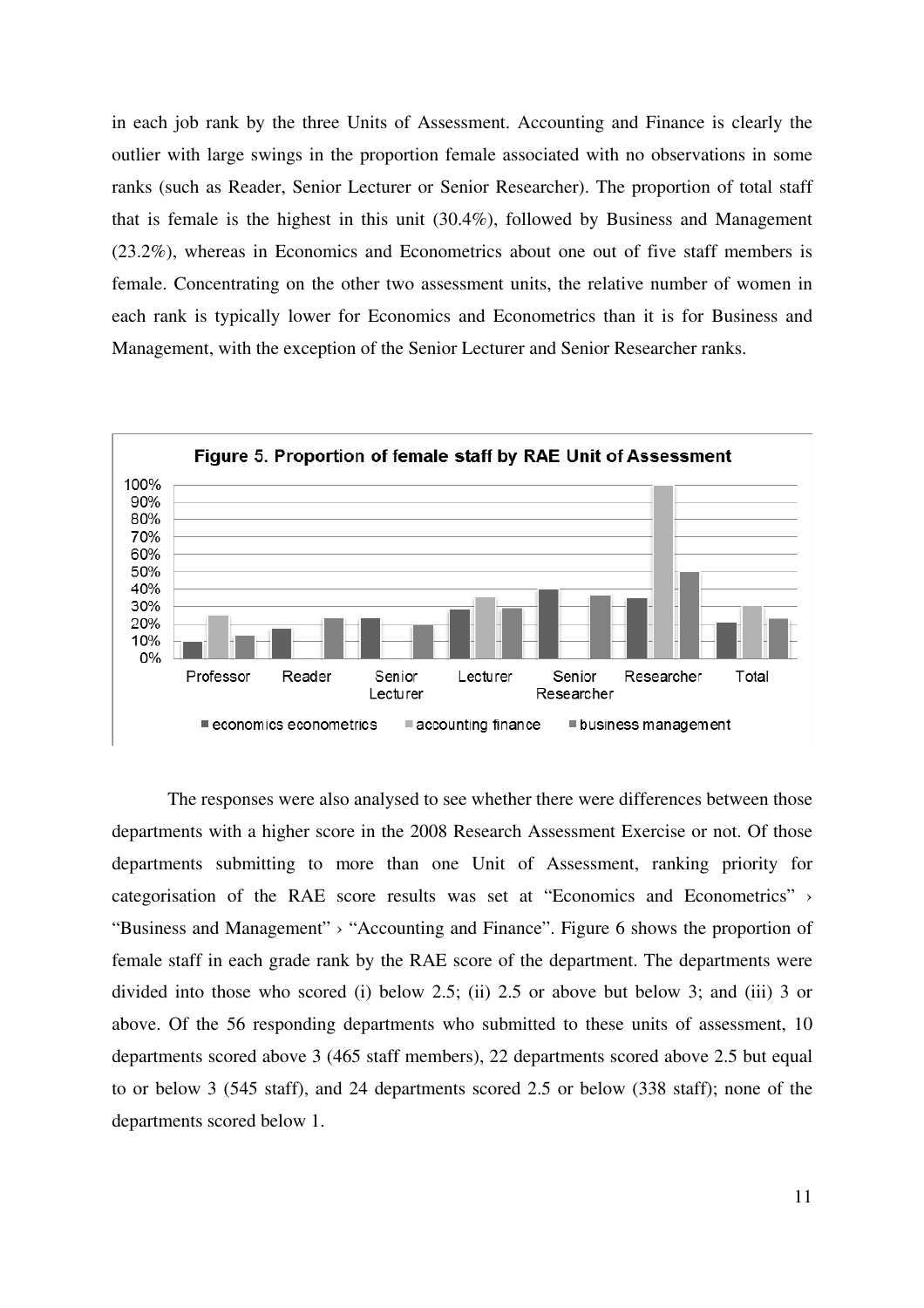in each job rank by the three Units of Assessment. Accounting and Finance is clearly the outlier with large swings in the proportion female associated with no observations in some ranks (such as Reader, Senior Lecturer or Senior Researcher). The proportion of total staff that is female is the highest in this unit (30.4%), followed by Business and Management (23.2%), whereas in Economics and Econometrics about one out of five staff members is female. Concentrating on the other two assessment units, the relative number of women in each rank is typically lower for Economics and Econometrics than it is for Business and Management, with the exception of the Senior Lecturer and Senior Researcher ranks.

**Figure 5. Proportion of female staff by RAE Unit of Assessment**

The responses were also analysed to see whether there were differences between those departments with a higher score in the 2008 Research Assessment Exercise or not. Of those departments submitting to more than one Unit of Assessment, ranking priority for categorisation of the RAE score results was set at "Economics and Econometrics" › "Business and Management" › "Accounting and Finance". Figure 6 shows the proportion of female staff in each grade rank by the RAE score of the department. The departments were divided into those who scored (i) below 2.5; (ii) 2.5 or above but below 3; and (iii) 3 or above. Of the 56 responding departments who submitted to these units of assessment, 10 departments scored above 3 (465 staff members), 22 departments scored above 2.5 but equal to or below 3 (545 staff), and 24 departments scored 2.5 or below (338 staff); none of the departments scored below 1.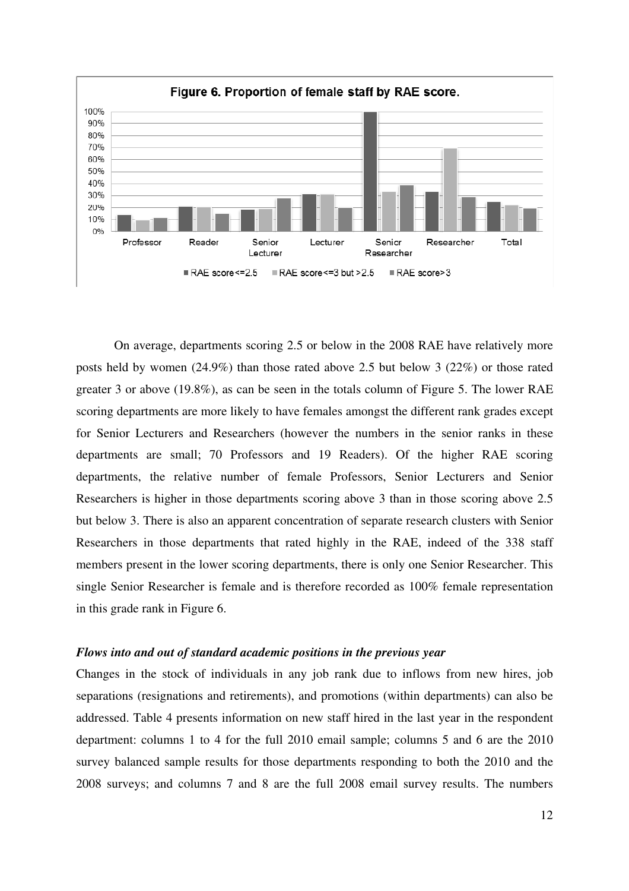Figure 6. Proportion of female staff by RAE score.

On average, departments scoring 2.5 or below in the 2008 RAE have relatively more posts held by women (24.9%) than those rated above 2.5 but below 3 (22%) or those rated greater 3 or above (19.8%), as can be seen in the totals column of Figure 5. The lower RAE scoring departments are more likely to have females amongst the different rank grades except for Senior Lecturers and Researchers (however the numbers in the senior ranks in these departments are small; 70 Professors and 19 Readers). Of the higher RAE scoring departments, the relative number of female Professors, Senior Lecturers and Senior Researchers is higher in those departments scoring above 3 than in those scoring above 2.5 but below 3. There is also an apparent concentration of separate research clusters with Senior Researchers in those departments that rated highly in the RAE, indeed of the 338 staff members present in the lower scoring departments, there is only one Senior Researcher. This single Senior Researcher is female and is therefore recorded as 100% female representation in this grade rank in Figure 6.

#### *Flows into and out of standard academic positions in the previous year*

Changes in the stock of individuals in any job rank due to inflows from new hires, job separations (resignations and retirements), and promotions (within departments) can also be addressed. Table 4 presents information on new staff hired in the last year in the respondent department: columns 1 to 4 for the full 2010 email sample; columns 5 and 6 are the 2010 survey balanced sample results for those departments responding to both the 2010 and the 2008 surveys; and columns 7 and 8 are the full 2008 email survey results. The numbers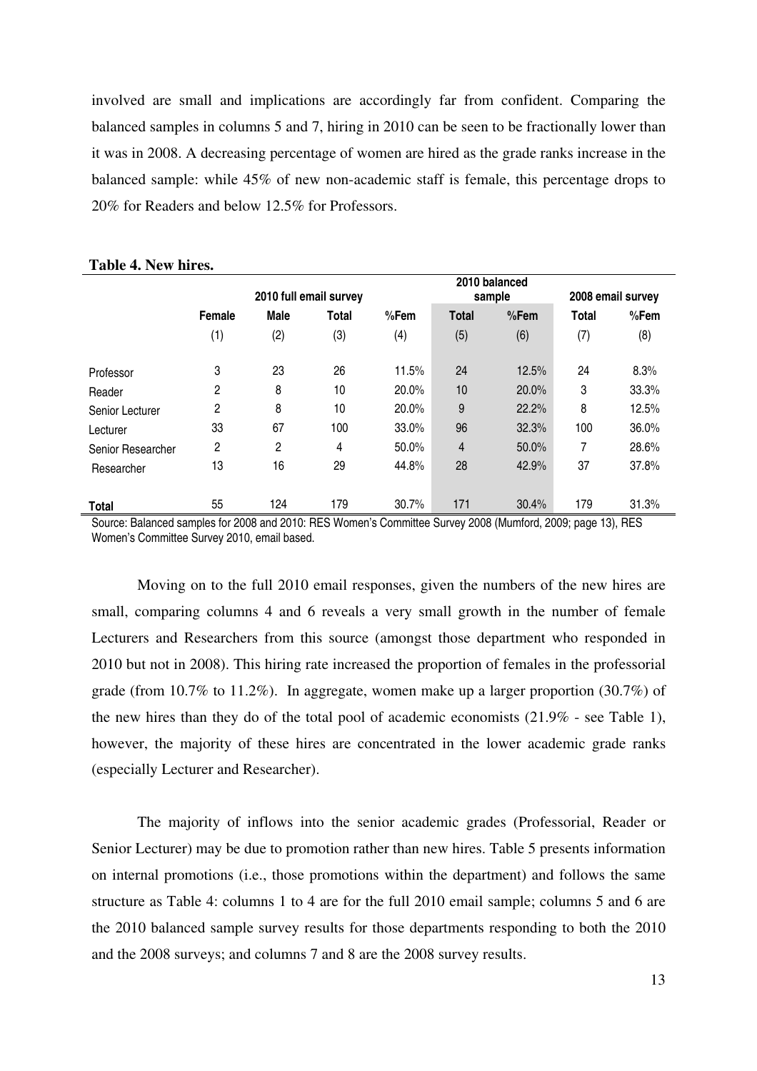involved are small and implications are accordingly far from confident. Comparing the balanced samples in columns 5 and 7, hiring in 2010 can be seen to be fractionally lower than it was in 2008. A decreasing percentage of women are hired as the grade ranks increase in the balanced sample: while 45% of new non-academic staff is female, this percentage drops to 20% for Readers and below 12.5% for Professors.

**Table 4. New hires.**

| | 2010 full email survey | | | | 2010 balanced sample | | 2008 email survey | |
|---|---|---|---|---|---|---|---|---|
| | Female | Male | Total | %Fem | Total | %Fem | Total | %Fem |
| | (1) | (2) | (3) | (4) | (5) | (6) | (7) | (8) |
| Professor | 3 | 23 | 26 | 11.5% | 24 | 12.5% | 24 | 8.3% |
| Reader | 2 | 8 | 10 | 20.0% | 10 | 20.0% | 3 | 33.3% |
| Senior Lecturer | 2 | 8 | 10 | 20.0% | 9 | 22.2% | 8 | 12.5% |
| Lecturer | 33 | 67 | 100 | 33.0% | 96 | 32.3% | 100 | 36.0% |
| Senior Researcher | 2 | 2 | 4 | 50.0% | 4 | 50.0% | 7 | 28.6% |
| Researcher | 13 | 16 | 29 | 44.8% | 28 | 42.9% | 37 | 37.8% |
| **Total** | 55 | 124 | 179 | 30.7% | 171 | 30.4% | 179 | 31.3% |

Source: Balanced samples for 2008 and 2010: RES Women's Committee Survey 2008 (Mumford, 2009; page 13), RES Women's Committee Survey 2010, email based.

Moving on to the full 2010 email responses, given the numbers of the new hires are small, comparing columns 4 and 6 reveals a very small growth in the number of female Lecturers and Researchers from this source (amongst those department who responded in 2010 but not in 2008). This hiring rate increased the proportion of females in the professorial grade (from 10.7% to 11.2%). In aggregate, women make up a larger proportion (30.7%) of the new hires than they do of the total pool of academic economists (21.9% - see Table 1), however, the majority of these hires are concentrated in the lower academic grade ranks (especially Lecturer and Researcher).

The majority of inflows into the senior academic grades (Professorial, Reader or Senior Lecturer) may be due to promotion rather than new hires. Table 5 presents information on internal promotions (i.e., those promotions within the department) and follows the same structure as Table 4: columns 1 to 4 are for the full 2010 email sample; columns 5 and 6 are the 2010 balanced sample survey results for those departments responding to both the 2010 and the 2008 surveys; and columns 7 and 8 are the 2008 survey results.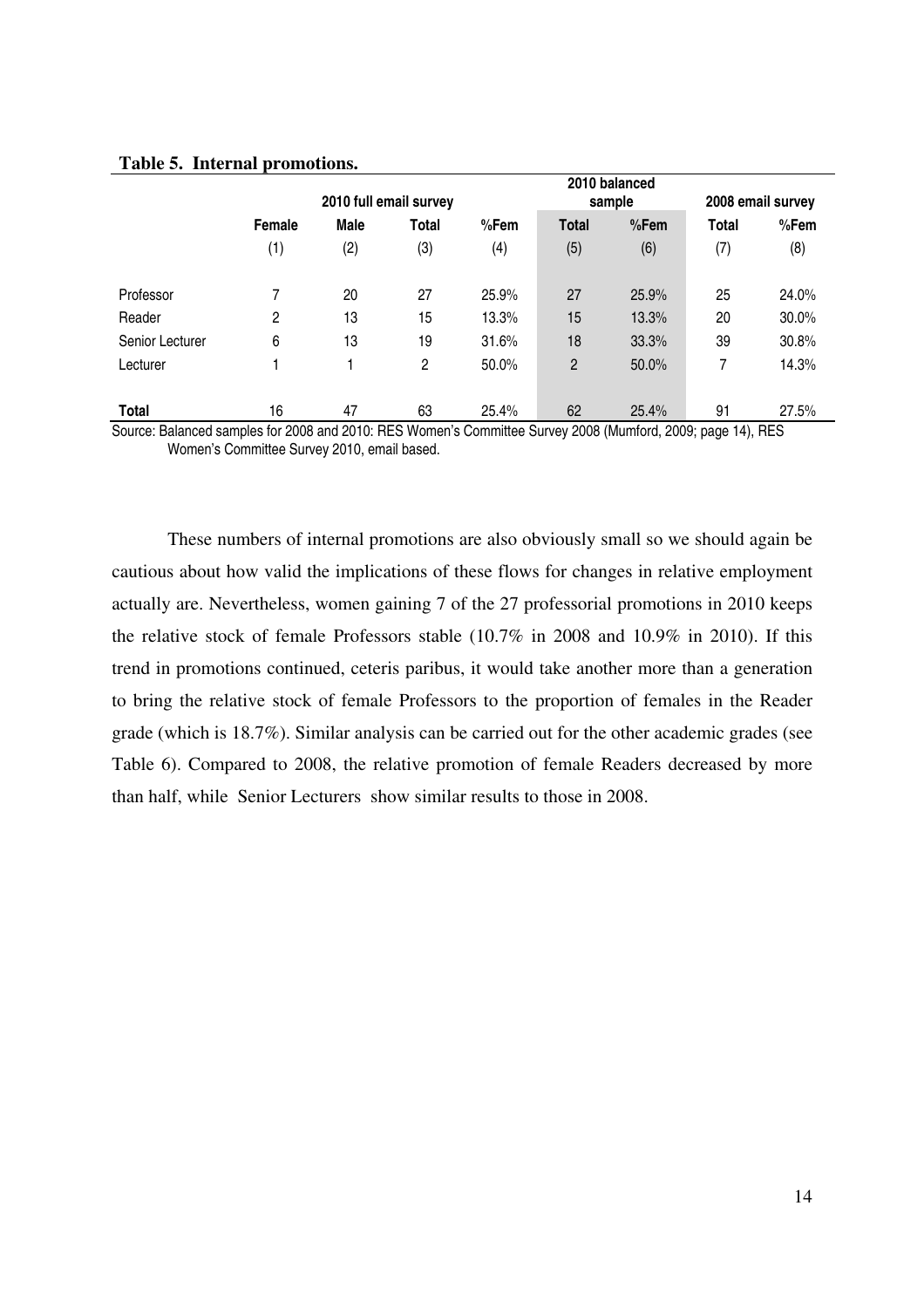**Table 5. Internal promotions.**

| | 2010 full email survey | | | | 2010 balanced sample | | 2008 email survey | |
|---|---|---|---|---|---|---|---|---|
| | Female | Male | Total | %Fem | Total | %Fem | Total | %Fem |
| | (1) | (2) | (3) | (4) | (5) | (6) | (7) | (8) |
| Professor | 7 | 20 | 27 | 25.9% | 27 | 25.9% | 25 | 24.0% |
| Reader | 2 | 13 | 15 | 13.3% | 15 | 13.3% | 20 | 30.0% |
| Senior Lecturer | 6 | 13 | 19 | 31.6% | 18 | 33.3% | 39 | 30.8% |
| Lecturer | 1 | 1 | 2 | 50.0% | 2 | 50.0% | 7 | 14.3% |
| **Total** | 16 | 47 | 63 | 25.4% | 62 | 25.4% | 91 | 27.5% |

Source: Balanced samples for 2008 and 2010: RES Women's Committee Survey 2008 (Mumford, 2009; page 14), RES Women's Committee Survey 2010, email based.

These numbers of internal promotions are also obviously small so we should again be cautious about how valid the implications of these flows for changes in relative employment actually are. Nevertheless, women gaining 7 of the 27 professorial promotions in 2010 keeps the relative stock of female Professors stable (10.7% in 2008 and 10.9% in 2010). If this trend in promotions continued, ceteris paribus, it would take another more than a generation to bring the relative stock of female Professors to the proportion of females in the Reader grade (which is 18.7%). Similar analysis can be carried out for the other academic grades (see Table 6). Compared to 2008, the relative promotion of female Readers decreased by more than half, while Senior Lecturers show similar results to those in 2008.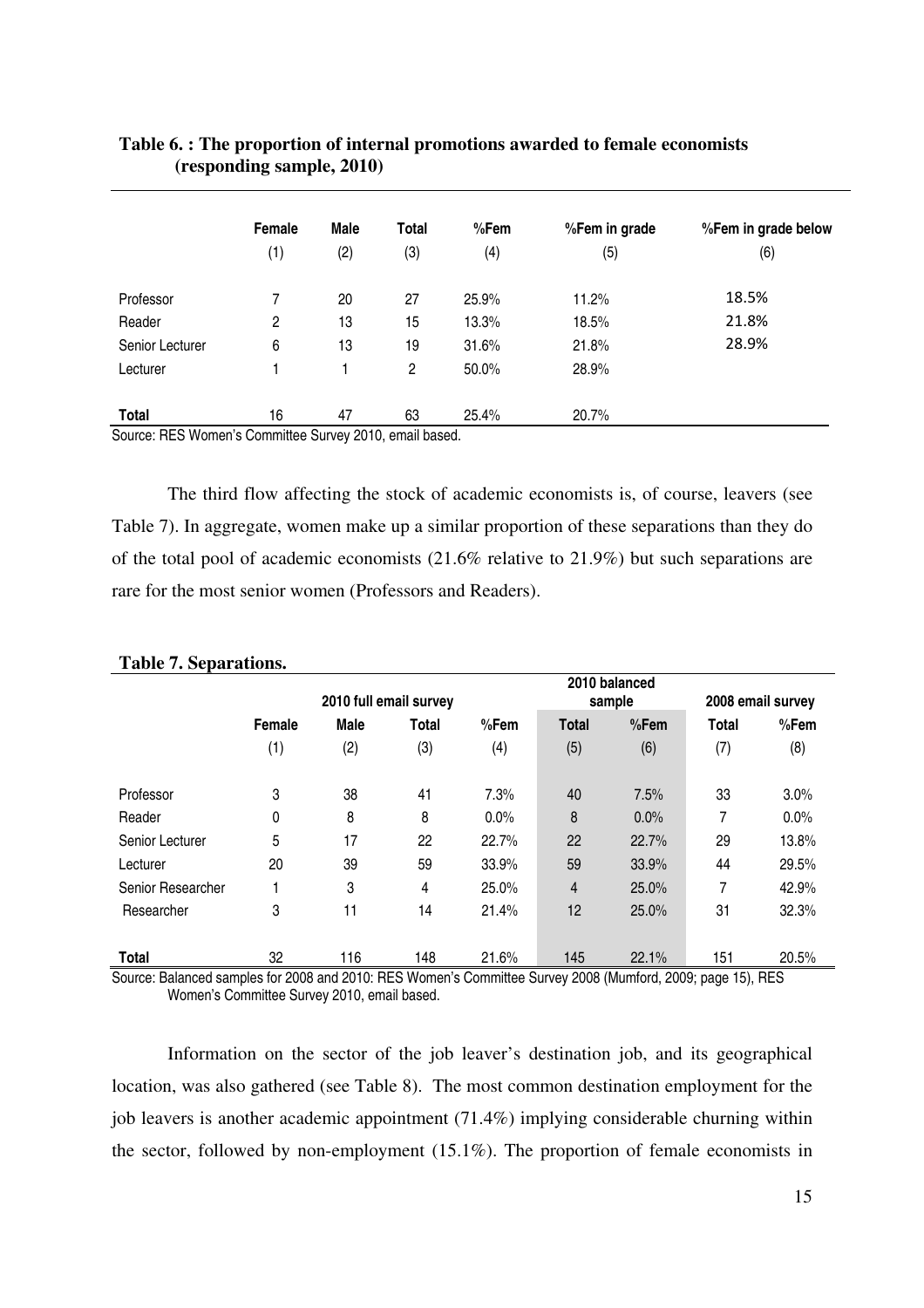**Table 6. : The proportion of internal promotions awarded to female economists (responding sample, 2010)**

| | Female (1) | Male (2) | Total (3) | %Fem (4) | %Fem in grade (5) | %Fem in grade below (6) |
|---|---|---|---|---|---|---|
| Professor | 7 | 20 | 27 | 25.9% | 11.2% | 18.5% |
| Reader | 2 | 13 | 15 | 13.3% | 18.5% | 21.8% |
| Senior Lecturer | 6 | 13 | 19 | 31.6% | 21.8% | 28.9% |
| Lecturer | 1 | 1 | 2 | 50.0% | 28.9% | |
| **Total** | 16 | 47 | 63 | 25.4% | 20.7% | |

Source: RES Women's Committee Survey 2010, email based.

The third flow affecting the stock of academic economists is, of course, leavers (see Table 7). In aggregate, women make up a similar proportion of these separations than they do of the total pool of academic economists (21.6% relative to 21.9%) but such separations are rare for the most senior women (Professors and Readers).

**Table 7. Separations.**

| | 2010 full email survey | | | | 2010 balanced sample | | 2008 email survey | |
|---|---|---|---|---|---|---|---|---|
| | Female (1) | Male (2) | Total (3) | %Fem (4) | Total (5) | %Fem (6) | Total (7) | %Fem (8) |
| Professor | 3 | 38 | 41 | 7.3% | 40 | 7.5% | 33 | 3.0% |
| Reader | 0 | 8 | 8 | 0.0% | 8 | 0.0% | 7 | 0.0% |
| Senior Lecturer | 5 | 17 | 22 | 22.7% | 22 | 22.7% | 29 | 13.8% |
| Lecturer | 20 | 39 | 59 | 33.9% | 59 | 33.9% | 44 | 29.5% |
| Senior Researcher | 1 | 3 | 4 | 25.0% | 4 | 25.0% | 7 | 42.9% |
| Researcher | 3 | 11 | 14 | 21.4% | 12 | 25.0% | 31 | 32.3% |
| **Total** | 32 | 116 | 148 | 21.6% | 145 | 22.1% | 151 | 20.5% |

Source: Balanced samples for 2008 and 2010: RES Women's Committee Survey 2008 (Mumford, 2009; page 15), RES Women's Committee Survey 2010, email based.

Information on the sector of the job leaver's destination job, and its geographical location, was also gathered (see Table 8). The most common destination employment for the job leavers is another academic appointment (71.4%) implying considerable churning within the sector, followed by non-employment (15.1%). The proportion of female economists in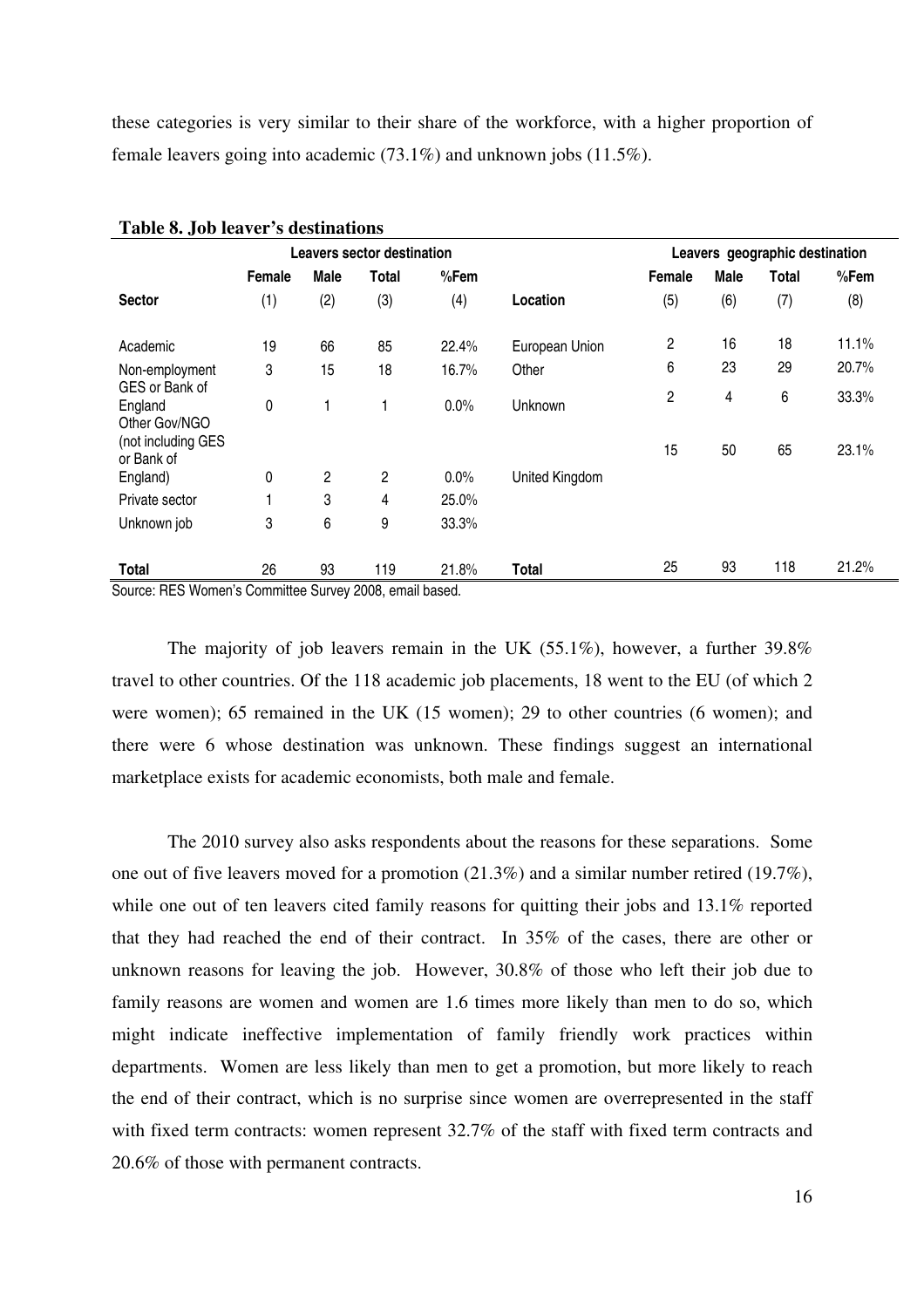these categories is very similar to their share of the workforce, with a higher proportion of female leavers going into academic (73.1%) and unknown jobs (11.5%).

**Table 8. Job leaver's destinations**

| | Leavers sector destination | | | | | Leavers geographic destination | | | |
|---|---|---|---|---|---|---|---|---|---|
| | Female | Male | Total | %Fem | | Female | Male | Total | %Fem |
| **Sector** | (1) | (2) | (3) | (4) | **Location** | (5) | (6) | (7) | (8) |
| Academic | 19 | 66 | 85 | 22.4% | European Union | 2 | 16 | 18 | 11.1% |
| Non-employment | 3 | 15 | 18 | 16.7% | Other | 6 | 23 | 29 | 20.7% |
| GES or Bank of England | 0 | 1 | 1 | 0.0% | Unknown | 2 | 4 | 6 | 33.3% |
| Other Gov/NGO (not including GES or Bank of England) | 0 | 2 | 2 | 0.0% | United Kingdom | 15 | 50 | 65 | 23.1% |
| Private sector | 1 | 3 | 4 | 25.0% | | | | | |
| Unknown job | 3 | 6 | 9 | 33.3% | | | | | |
| **Total** | 26 | 93 | 119 | 21.8% | **Total** | 25 | 93 | 118 | 21.2% |

Source: RES Women's Committee Survey 2008, email based.

The majority of job leavers remain in the UK (55.1%), however, a further 39.8% travel to other countries. Of the 118 academic job placements, 18 went to the EU (of which 2 were women); 65 remained in the UK (15 women); 29 to other countries (6 women); and there were 6 whose destination was unknown. These findings suggest an international marketplace exists for academic economists, both male and female.

The 2010 survey also asks respondents about the reasons for these separations. Some one out of five leavers moved for a promotion (21.3%) and a similar number retired (19.7%), while one out of ten leavers cited family reasons for quitting their jobs and 13.1% reported that they had reached the end of their contract. In 35% of the cases, there are other or unknown reasons for leaving the job. However, 30.8% of those who left their job due to family reasons are women and women are 1.6 times more likely than men to do so, which might indicate ineffective implementation of family friendly work practices within departments. Women are less likely than men to get a promotion, but more likely to reach the end of their contract, which is no surprise since women are overrepresented in the staff with fixed term contracts: women represent 32.7% of the staff with fixed term contracts and 20.6% of those with permanent contracts.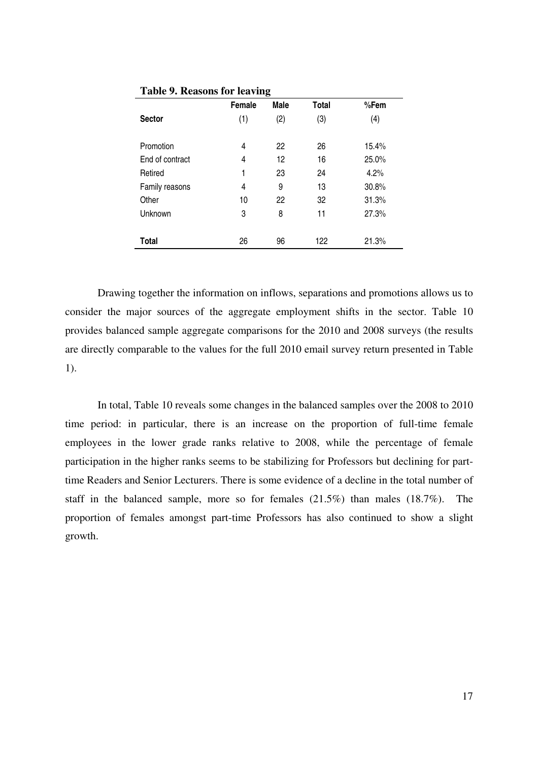**Table 9. Reasons for leaving**

| Sector | Female (1) | Male (2) | Total (3) | %Fem (4) |
|---|---|---|---|---|
| Promotion | 4 | 22 | 26 | 15.4% |
| End of contract | 4 | 12 | 16 | 25.0% |
| Retired | 1 | 23 | 24 | 4.2% |
| Family reasons | 4 | 9 | 13 | 30.8% |
| Other | 10 | 22 | 32 | 31.3% |
| Unknown | 3 | 8 | 11 | 27.3% |
| **Total** | 26 | 96 | 122 | 21.3% |

Drawing together the information on inflows, separations and promotions allows us to consider the major sources of the aggregate employment shifts in the sector. Table 10 provides balanced sample aggregate comparisons for the 2010 and 2008 surveys (the results are directly comparable to the values for the full 2010 email survey return presented in Table 1).

In total, Table 10 reveals some changes in the balanced samples over the 2008 to 2010 time period: in particular, there is an increase on the proportion of full-time female employees in the lower grade ranks relative to 2008, while the percentage of female participation in the higher ranks seems to be stabilizing for Professors but declining for part-time Readers and Senior Lecturers. There is some evidence of a decline in the total number of staff in the balanced sample, more so for females (21.5%) than males (18.7%). The proportion of females amongst part-time Professors has also continued to show a slight growth.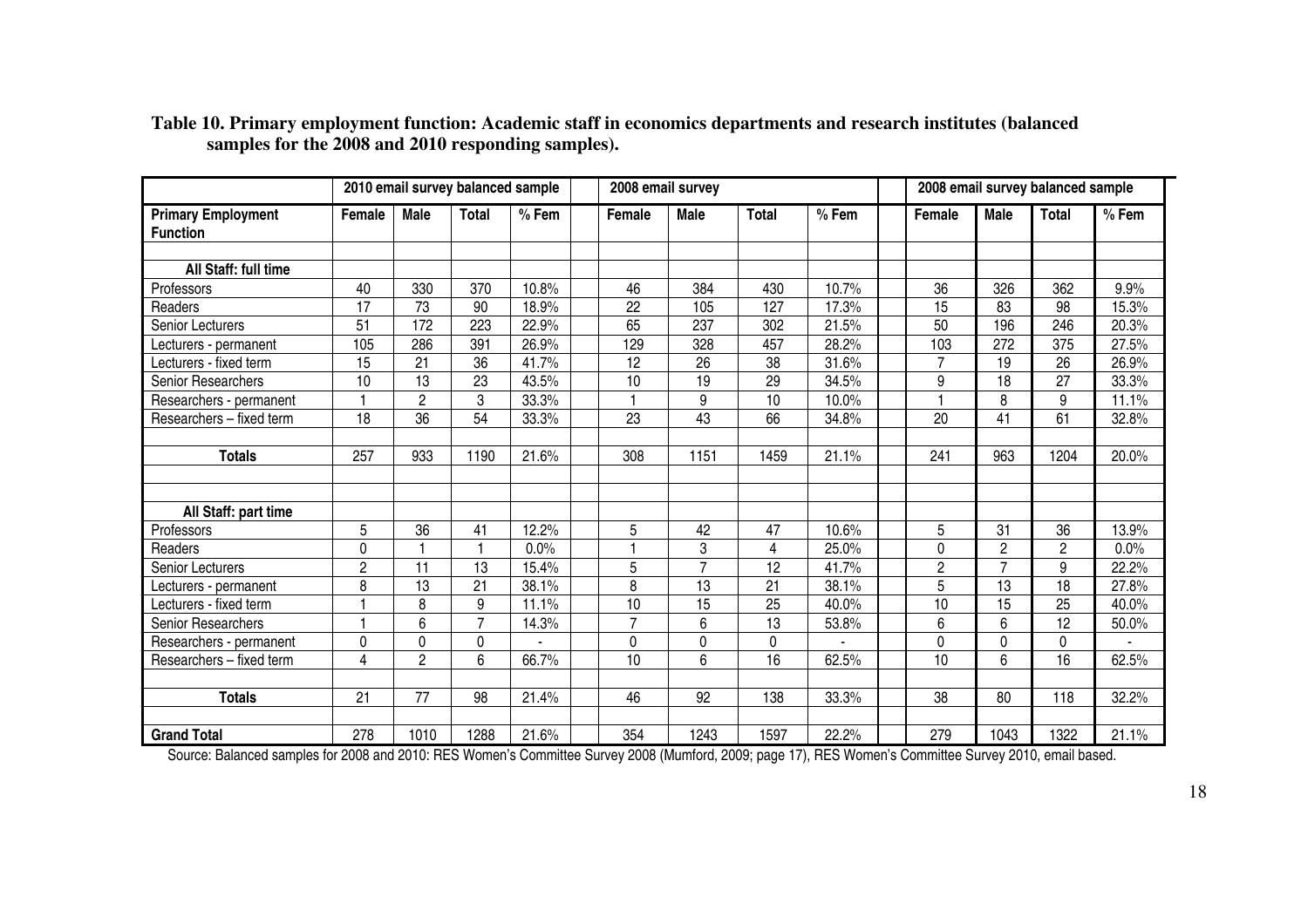**Table 10. Primary employment function: Academic staff in economics departments and research institutes (balanced samples for the 2008 and 2010 responding samples).**

| | 2010 email survey balanced sample | | | | 2008 email survey | | | | 2008 email survey balanced sample | | | |
|---|---|---|---|---|---|---|---|---|---|---|---|---|
| **Primary Employment Function** | **Female** | **Male** | **Total** | **% Fem** | **Female** | **Male** | **Total** | **% Fem** | **Female** | **Male** | **Total** | **% Fem** |
| **All Staff: full time** | | | | | | | | | | | | |
| Professors | 40 | 330 | 370 | 10.8% | 46 | 384 | 430 | 10.7% | 36 | 326 | 362 | 9.9% |
| Readers | 17 | 73 | 90 | 18.9% | 22 | 105 | 127 | 17.3% | 15 | 83 | 98 | 15.3% |
| Senior Lecturers | 51 | 172 | 223 | 22.9% | 65 | 237 | 302 | 21.5% | 50 | 196 | 246 | 20.3% |
| Lecturers - permanent | 105 | 286 | 391 | 26.9% | 129 | 328 | 457 | 28.2% | 103 | 272 | 375 | 27.5% |
| Lecturers - fixed term | 15 | 21 | 36 | 41.7% | 12 | 26 | 38 | 31.6% | 7 | 19 | 26 | 26.9% |
| Senior Researchers | 10 | 13 | 23 | 43.5% | 10 | 19 | 29 | 34.5% | 9 | 18 | 27 | 33.3% |
| Researchers - permanent | 1 | 2 | 3 | 33.3% | 1 | 9 | 10 | 10.0% | 1 | 8 | 9 | 11.1% |
| Researchers – fixed term | 18 | 36 | 54 | 33.3% | 23 | 43 | 66 | 34.8% | 20 | 41 | 61 | 32.8% |
| **Totals** | 257 | 933 | 1190 | 21.6% | 308 | 1151 | 1459 | 21.1% | 241 | 963 | 1204 | 20.0% |
| **All Staff: part time** | | | | | | | | | | | | |
| Professors | 5 | 36 | 41 | 12.2% | 5 | 42 | 47 | 10.6% | 5 | 31 | 36 | 13.9% |
| Readers | 0 | 1 | 1 | 0.0% | 1 | 3 | 4 | 25.0% | 0 | 2 | 2 | 0.0% |
| Senior Lecturers | 2 | 11 | 13 | 15.4% | 5 | 7 | 12 | 41.7% | 2 | 7 | 9 | 22.2% |
| Lecturers - permanent | 8 | 13 | 21 | 38.1% | 8 | 13 | 21 | 38.1% | 5 | 13 | 18 | 27.8% |
| Lecturers - fixed term | 1 | 8 | 9 | 11.1% | 10 | 15 | 25 | 40.0% | 10 | 15 | 25 | 40.0% |
| Senior Researchers | 1 | 6 | 7 | 14.3% | 7 | 6 | 13 | 53.8% | 6 | 6 | 12 | 50.0% |
| Researchers - permanent | 0 | 0 | 0 | - | 0 | 0 | 0 | - | 0 | 0 | 0 | - |
| Researchers – fixed term | 4 | 2 | 6 | 66.7% | 10 | 6 | 16 | 62.5% | 10 | 6 | 16 | 62.5% |
| **Totals** | 21 | 77 | 98 | 21.4% | 46 | 92 | 138 | 33.3% | 38 | 80 | 118 | 32.2% |
| **Grand Total** | 278 | 1010 | 1288 | 21.6% | 354 | 1243 | 1597 | 22.2% | 279 | 1043 | 1322 | 21.1% |

Source: Balanced samples for 2008 and 2010: RES Women's Committee Survey 2008 (Mumford, 2009; page 17), RES Women's Committee Survey 2010, email based.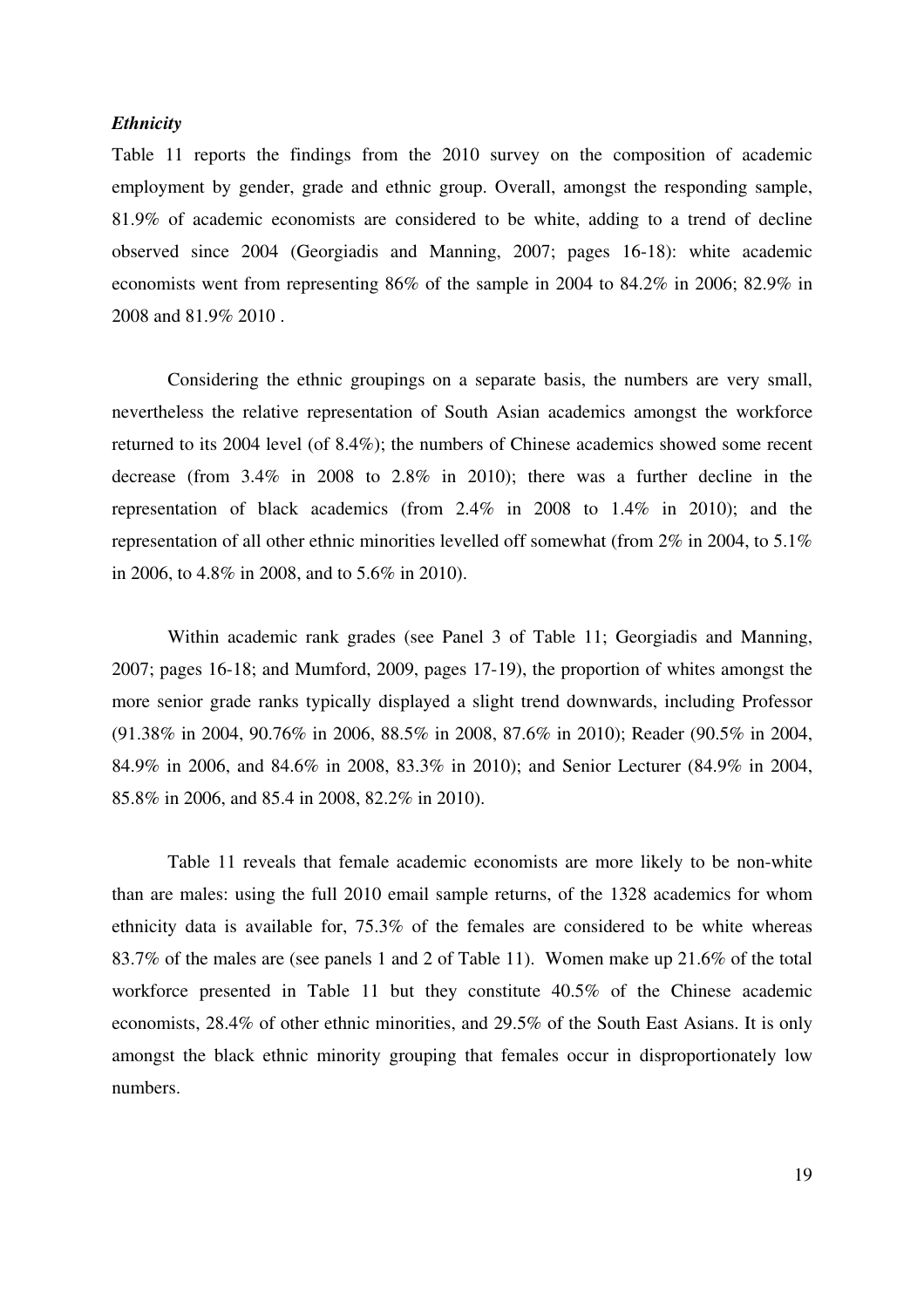### *Ethnicity*

Table 11 reports the findings from the 2010 survey on the composition of academic employment by gender, grade and ethnic group. Overall, amongst the responding sample, 81.9% of academic economists are considered to be white, adding to a trend of decline observed since 2004 (Georgiadis and Manning, 2007; pages 16-18): white academic economists went from representing 86% of the sample in 2004 to 84.2% in 2006; 82.9% in 2008 and 81.9% 2010 .

Considering the ethnic groupings on a separate basis, the numbers are very small, nevertheless the relative representation of South Asian academics amongst the workforce returned to its 2004 level (of 8.4%); the numbers of Chinese academics showed some recent decrease (from 3.4% in 2008 to 2.8% in 2010); there was a further decline in the representation of black academics (from 2.4% in 2008 to 1.4% in 2010); and the representation of all other ethnic minorities levelled off somewhat (from 2% in 2004, to 5.1% in 2006, to 4.8% in 2008, and to 5.6% in 2010).

Within academic rank grades (see Panel 3 of Table 11; Georgiadis and Manning, 2007; pages 16-18; and Mumford, 2009, pages 17-19), the proportion of whites amongst the more senior grade ranks typically displayed a slight trend downwards, including Professor (91.38% in 2004, 90.76% in 2006, 88.5% in 2008, 87.6% in 2010); Reader (90.5% in 2004, 84.9% in 2006, and 84.6% in 2008, 83.3% in 2010); and Senior Lecturer (84.9% in 2004, 85.8% in 2006, and 85.4 in 2008, 82.2% in 2010).

Table 11 reveals that female academic economists are more likely to be non-white than are males: using the full 2010 email sample returns, of the 1328 academics for whom ethnicity data is available for, 75.3% of the females are considered to be white whereas 83.7% of the males are (see panels 1 and 2 of Table 11). Women make up 21.6% of the total workforce presented in Table 11 but they constitute 40.5% of the Chinese academic economists, 28.4% of other ethnic minorities, and 29.5% of the South East Asians. It is only amongst the black ethnic minority grouping that females occur in disproportionately low numbers.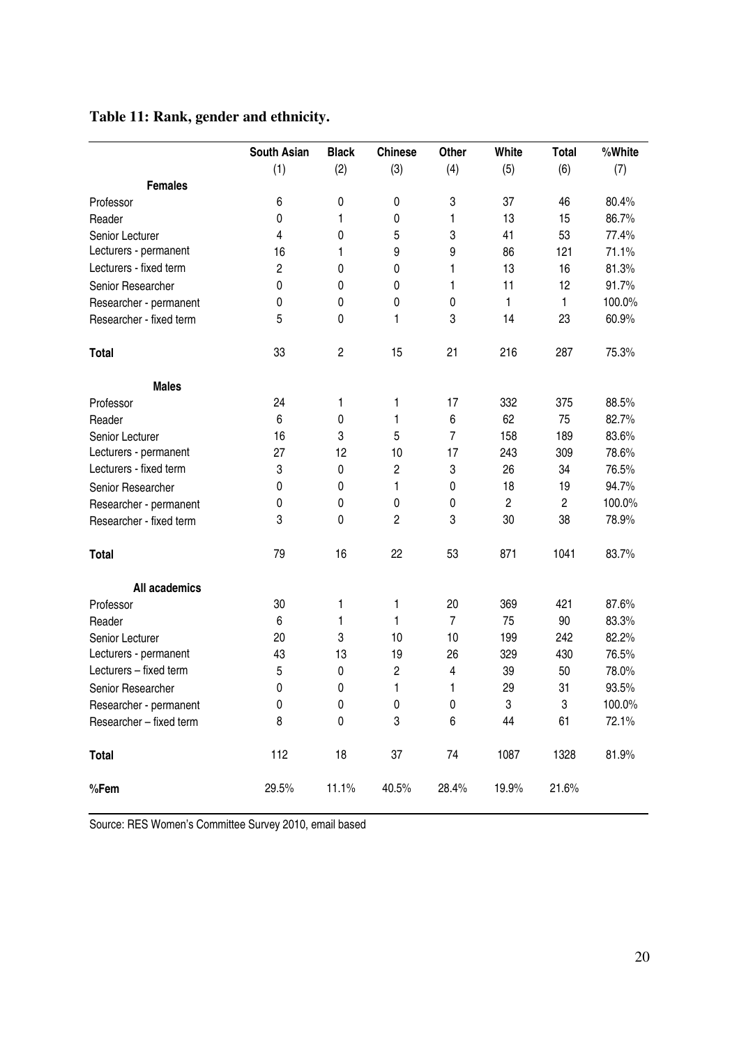**Table 11: Rank, gender and ethnicity.**

| | South Asian | Black | Chinese | Other | White | Total | %White |
|---|---|---|---|---|---|---|---|
| | (1) | (2) | (3) | (4) | (5) | (6) | (7) |
| **Females** | | | | | | | |
| Professor | 6 | 0 | 0 | 3 | 37 | 46 | 80.4% |
| Reader | 0 | 1 | 0 | 1 | 13 | 15 | 86.7% |
| Senior Lecturer | 4 | 0 | 5 | 3 | 41 | 53 | 77.4% |
| Lecturers - permanent | 16 | 1 | 9 | 9 | 86 | 121 | 71.1% |
| Lecturers - fixed term | 2 | 0 | 0 | 1 | 13 | 16 | 81.3% |
| Senior Researcher | 0 | 0 | 0 | 1 | 11 | 12 | 91.7% |
| Researcher - permanent | 0 | 0 | 0 | 0 | 1 | 1 | 100.0% |
| Researcher - fixed term | 5 | 0 | 1 | 3 | 14 | 23 | 60.9% |
| **Total** | 33 | 2 | 15 | 21 | 216 | 287 | 75.3% |
| **Males** | | | | | | | |
| Professor | 24 | 1 | 1 | 17 | 332 | 375 | 88.5% |
| Reader | 6 | 0 | 1 | 6 | 62 | 75 | 82.7% |
| Senior Lecturer | 16 | 3 | 5 | 7 | 158 | 189 | 83.6% |
| Lecturers - permanent | 27 | 12 | 10 | 17 | 243 | 309 | 78.6% |
| Lecturers - fixed term | 3 | 0 | 2 | 3 | 26 | 34 | 76.5% |
| Senior Researcher | 0 | 0 | 1 | 0 | 18 | 19 | 94.7% |
| Researcher - permanent | 0 | 0 | 0 | 0 | 2 | 2 | 100.0% |
| Researcher - fixed term | 3 | 0 | 2 | 3 | 30 | 38 | 78.9% |
| **Total** | 79 | 16 | 22 | 53 | 871 | 1041 | 83.7% |
| **All academics** | | | | | | | |
| Professor | 30 | 1 | 1 | 20 | 369 | 421 | 87.6% |
| Reader | 6 | 1 | 1 | 7 | 75 | 90 | 83.3% |
| Senior Lecturer | 20 | 3 | 10 | 10 | 199 | 242 | 82.2% |
| Lecturers - permanent | 43 | 13 | 19 | 26 | 329 | 430 | 76.5% |
| Lecturers – fixed term | 5 | 0 | 2 | 4 | 39 | 50 | 78.0% |
| Senior Researcher | 0 | 0 | 1 | 1 | 29 | 31 | 93.5% |
| Researcher - permanent | 0 | 0 | 0 | 0 | 3 | 3 | 100.0% |
| Researcher – fixed term | 8 | 0 | 3 | 6 | 44 | 61 | 72.1% |
| **Total** | 112 | 18 | 37 | 74 | 1087 | 1328 | 81.9% |
| **%Fem** | 29.5% | 11.1% | 40.5% | 28.4% | 19.9% | 21.6% | |

Source: RES Women's Committee Survey 2010, email based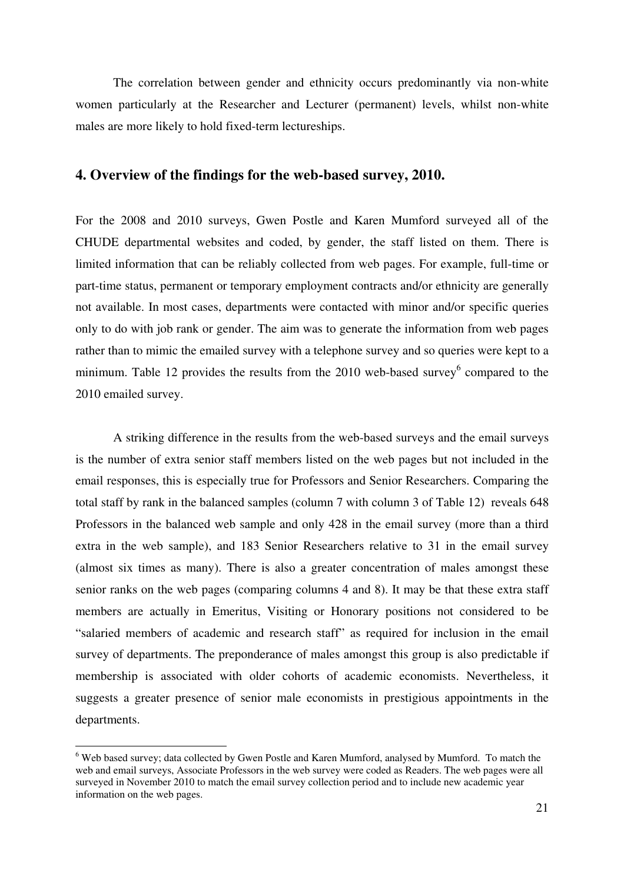The correlation between gender and ethnicity occurs predominantly via non-white women particularly at the Researcher and Lecturer (permanent) levels, whilst non-white males are more likely to hold fixed-term lectureships.

## 4. Overview of the findings for the web-based survey, 2010.

For the 2008 and 2010 surveys, Gwen Postle and Karen Mumford surveyed all of the CHUDE departmental websites and coded, by gender, the staff listed on them. There is limited information that can be reliably collected from web pages. For example, full-time or part-time status, permanent or temporary employment contracts and/or ethnicity are generally not available. In most cases, departments were contacted with minor and/or specific queries only to do with job rank or gender. The aim was to generate the information from web pages rather than to mimic the emailed survey with a telephone survey and so queries were kept to a minimum. Table 12 provides the results from the 2010 web-based survey[6] compared to the 2010 emailed survey.

A striking difference in the results from the web-based surveys and the email surveys is the number of extra senior staff members listed on the web pages but not included in the email responses, this is especially true for Professors and Senior Researchers. Comparing the total staff by rank in the balanced samples (column 7 with column 3 of Table 12) reveals 648 Professors in the balanced web sample and only 428 in the email survey (more than a third extra in the web sample), and 183 Senior Researchers relative to 31 in the email survey (almost six times as many). There is also a greater concentration of males amongst these senior ranks on the web pages (comparing columns 4 and 8). It may be that these extra staff members are actually in Emeritus, Visiting or Honorary positions not considered to be "salaried members of academic and research staff" as required for inclusion in the email survey of departments. The preponderance of males amongst this group is also predictable if membership is associated with older cohorts of academic economists. Nevertheless, it suggests a greater presence of senior male economists in prestigious appointments in the departments.

[6] Web based survey; data collected by Gwen Postle and Karen Mumford, analysed by Mumford. To match the web and email surveys, Associate Professors in the web survey were coded as Readers. The web pages were all surveyed in November 2010 to match the email survey collection period and to include new academic year information on the web pages.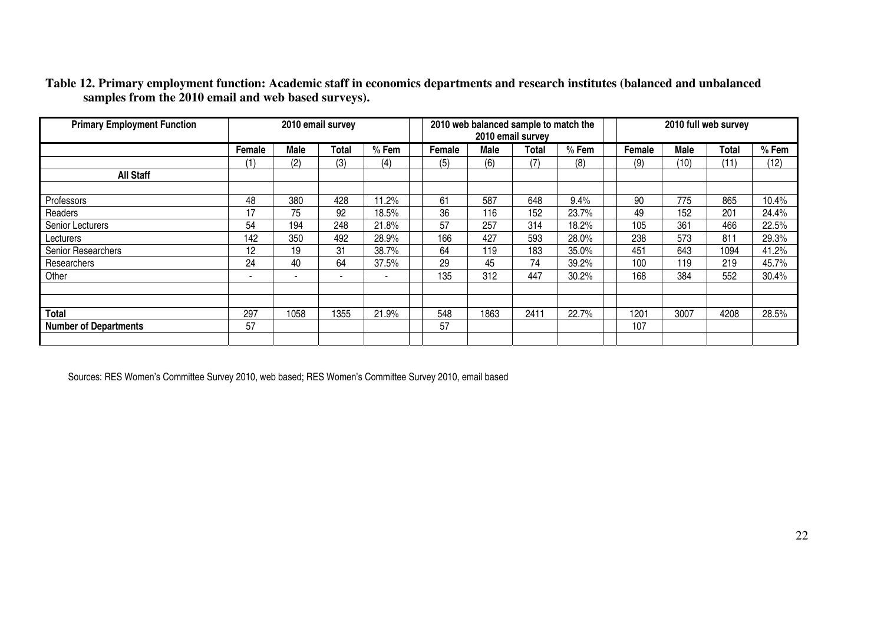**Table 12. Primary employment function: Academic staff in economics departments and research institutes (balanced and unbalanced samples from the 2010 email and web based surveys).**

| Primary Employment Function | 2010 email survey | | | | 2010 web balanced sample to match the 2010 email survey | | | | 2010 full web survey | | | |
|---|---|---|---|---|---|---|---|---|---|---|---|---|
| | Female | Male | Total | % Fem | Female | Male | Total | % Fem | Female | Male | Total | % Fem |
| | (1) | (2) | (3) | (4) | (5) | (6) | (7) | (8) | (9) | (10) | (11) | (12) |
| **All Staff** | | | | | | | | | | | | |
| Professors | 48 | 380 | 428 | 11.2% | 61 | 587 | 648 | 9.4% | 90 | 775 | 865 | 10.4% |
| Readers | 17 | 75 | 92 | 18.5% | 36 | 116 | 152 | 23.7% | 49 | 152 | 201 | 24.4% |
| Senior Lecturers | 54 | 194 | 248 | 21.8% | 57 | 257 | 314 | 18.2% | 105 | 361 | 466 | 22.5% |
| Lecturers | 142 | 350 | 492 | 28.9% | 166 | 427 | 593 | 28.0% | 238 | 573 | 811 | 29.3% |
| Senior Researchers | 12 | 19 | 31 | 38.7% | 64 | 119 | 183 | 35.0% | 451 | 643 | 1094 | 41.2% |
| Researchers | 24 | 40 | 64 | 37.5% | 29 | 45 | 74 | 39.2% | 100 | 119 | 219 | 45.7% |
| Other | - | - | - | - | 135 | 312 | 447 | 30.2% | 168 | 384 | 552 | 30.4% |
| **Total** | 297 | 1058 | 1355 | 21.9% | 548 | 1863 | 2411 | 22.7% | 1201 | 3007 | 4208 | 28.5% |
| **Number of Departments** | 57 | | | | 57 | | | | 107 | | | |

Sources: RES Women's Committee Survey 2010, web based; RES Women's Committee Survey 2010, email based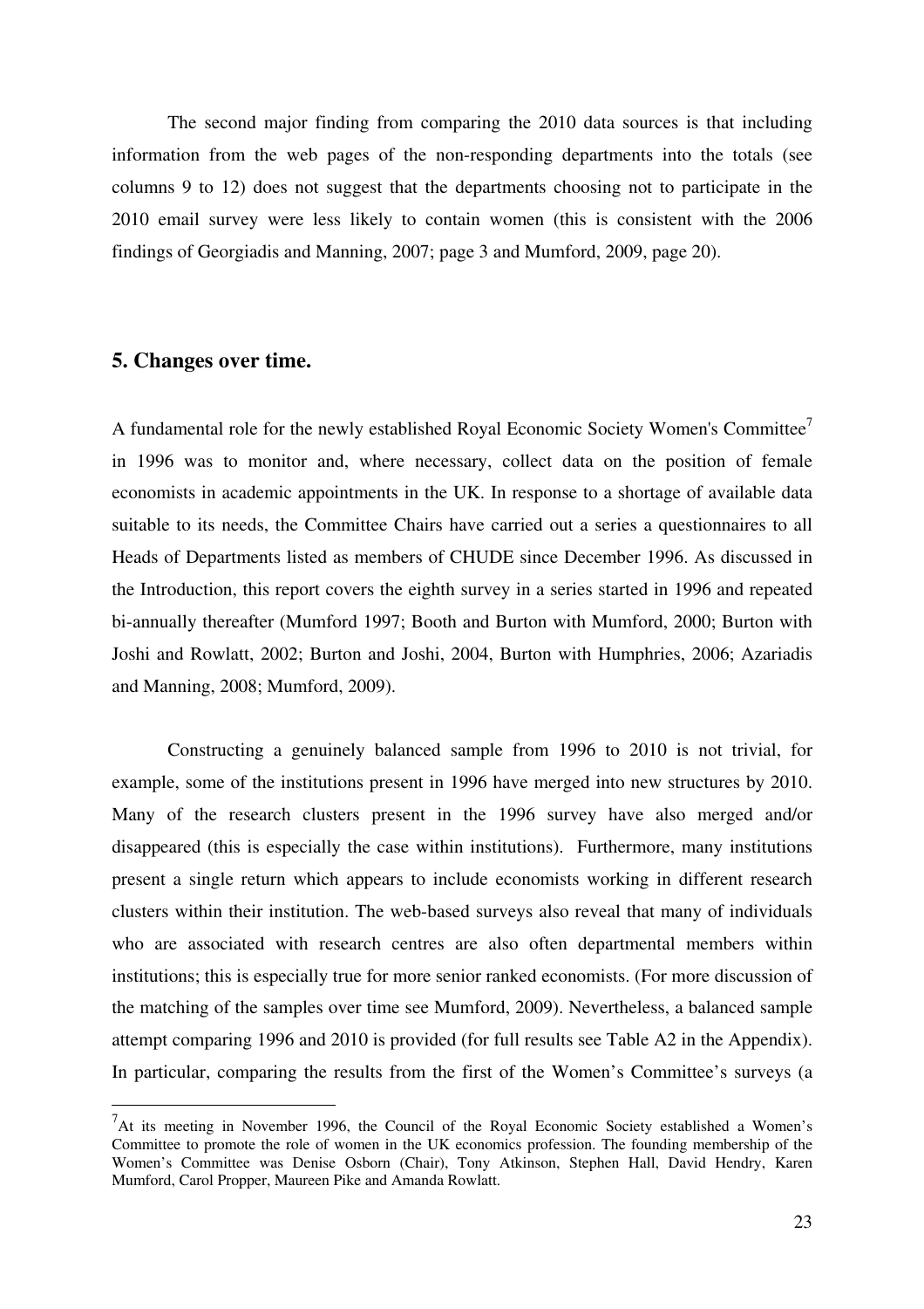The second major finding from comparing the 2010 data sources is that including information from the web pages of the non-responding departments into the totals (see columns 9 to 12) does not suggest that the departments choosing not to participate in the 2010 email survey were less likely to contain women (this is consistent with the 2006 findings of Georgiadis and Manning, 2007; page 3 and Mumford, 2009, page 20).

## 5. Changes over time.

A fundamental role for the newly established Royal Economic Society Women's Committee[7] in 1996 was to monitor and, where necessary, collect data on the position of female economists in academic appointments in the UK. In response to a shortage of available data suitable to its needs, the Committee Chairs have carried out a series a questionnaires to all Heads of Departments listed as members of CHUDE since December 1996. As discussed in the Introduction, this report covers the eighth survey in a series started in 1996 and repeated bi-annually thereafter (Mumford 1997; Booth and Burton with Mumford, 2000; Burton with Joshi and Rowlatt, 2002; Burton and Joshi, 2004, Burton with Humphries, 2006; Azariadis and Manning, 2008; Mumford, 2009).

Constructing a genuinely balanced sample from 1996 to 2010 is not trivial, for example, some of the institutions present in 1996 have merged into new structures by 2010. Many of the research clusters present in the 1996 survey have also merged and/or disappeared (this is especially the case within institutions). Furthermore, many institutions present a single return which appears to include economists working in different research clusters within their institution. The web-based surveys also reveal that many of individuals who are associated with research centres are also often departmental members within institutions; this is especially true for more senior ranked economists. (For more discussion of the matching of the samples over time see Mumford, 2009). Nevertheless, a balanced sample attempt comparing 1996 and 2010 is provided (for full results see Table A2 in the Appendix). In particular, comparing the results from the first of the Women's Committee's surveys (a

[7] At its meeting in November 1996, the Council of the Royal Economic Society established a Women's Committee to promote the role of women in the UK economics profession. The founding membership of the Women's Committee was Denise Osborn (Chair), Tony Atkinson, Stephen Hall, David Hendry, Karen Mumford, Carol Propper, Maureen Pike and Amanda Rowlatt.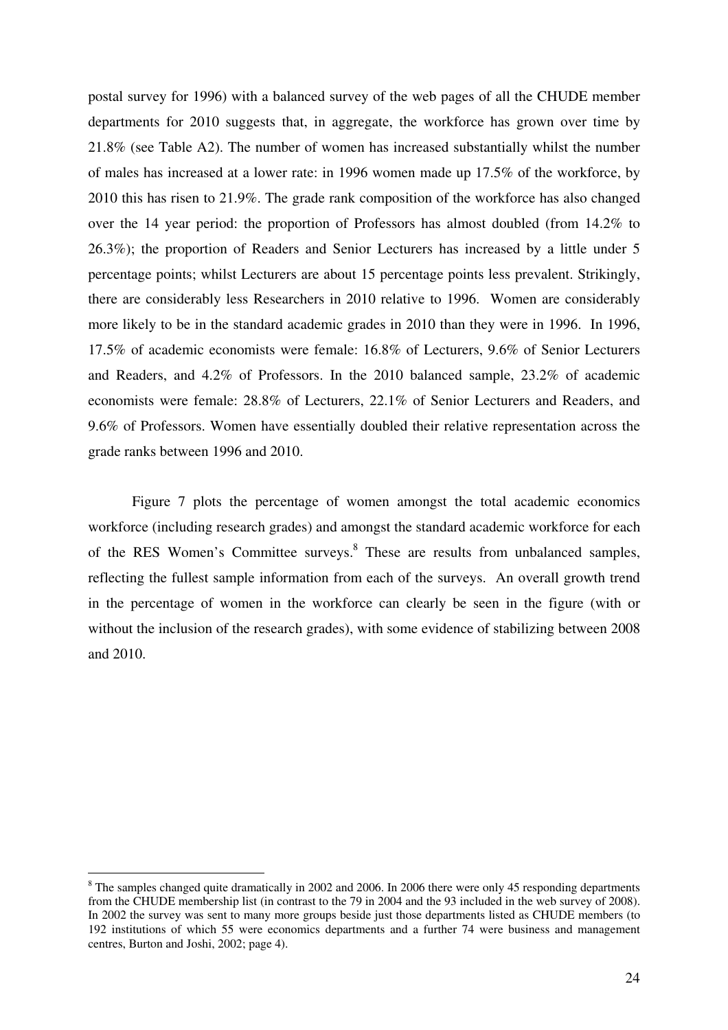postal survey for 1996) with a balanced survey of the web pages of all the CHUDE member departments for 2010 suggests that, in aggregate, the workforce has grown over time by 21.8% (see Table A2). The number of women has increased substantially whilst the number of males has increased at a lower rate: in 1996 women made up 17.5% of the workforce, by 2010 this has risen to 21.9%. The grade rank composition of the workforce has also changed over the 14 year period: the proportion of Professors has almost doubled (from 14.2% to 26.3%); the proportion of Readers and Senior Lecturers has increased by a little under 5 percentage points; whilst Lecturers are about 15 percentage points less prevalent. Strikingly, there are considerably less Researchers in 2010 relative to 1996. Women are considerably more likely to be in the standard academic grades in 2010 than they were in 1996. In 1996, 17.5% of academic economists were female: 16.8% of Lecturers, 9.6% of Senior Lecturers and Readers, and 4.2% of Professors. In the 2010 balanced sample, 23.2% of academic economists were female: 28.8% of Lecturers, 22.1% of Senior Lecturers and Readers, and 9.6% of Professors. Women have essentially doubled their relative representation across the grade ranks between 1996 and 2010.

Figure 7 plots the percentage of women amongst the total academic economics workforce (including research grades) and amongst the standard academic workforce for each of the RES Women's Committee surveys.[8] These are results from unbalanced samples, reflecting the fullest sample information from each of the surveys. An overall growth trend in the percentage of women in the workforce can clearly be seen in the figure (with or without the inclusion of the research grades), with some evidence of stabilizing between 2008 and 2010.

[8] The samples changed quite dramatically in 2002 and 2006. In 2006 there were only 45 responding departments from the CHUDE membership list (in contrast to the 79 in 2004 and the 93 included in the web survey of 2008). In 2002 the survey was sent to many more groups beside just those departments listed as CHUDE members (to 192 institutions of which 55 were economics departments and a further 74 were business and management centres, Burton and Joshi, 2002; page 4).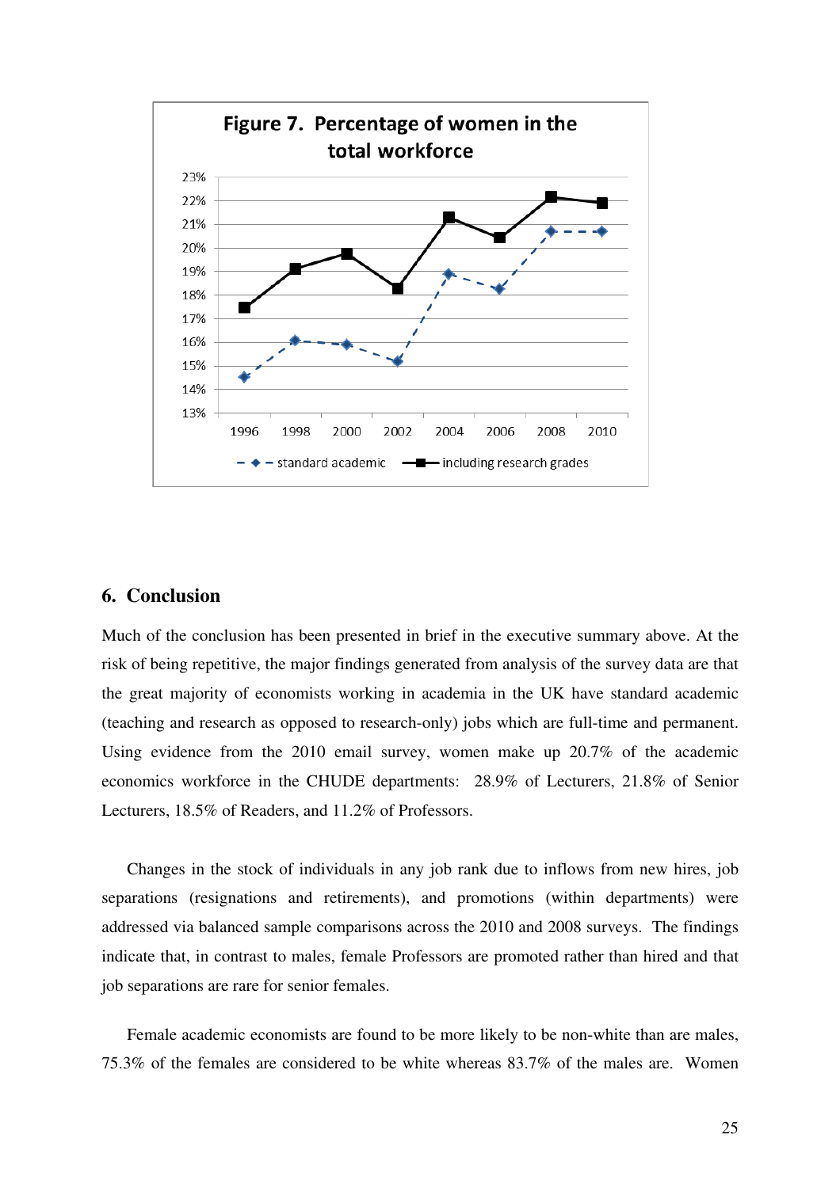Figure 7. Percentage of women in the total workforce

## 6. Conclusion

Much of the conclusion has been presented in brief in the executive summary above. At the risk of being repetitive, the major findings generated from analysis of the survey data are that the great majority of economists working in academia in the UK have standard academic (teaching and research as opposed to research-only) jobs which are full-time and permanent. Using evidence from the 2010 email survey, women make up 20.7% of the academic economics workforce in the CHUDE departments: 28.9% of Lecturers, 21.8% of Senior Lecturers, 18.5% of Readers, and 11.2% of Professors.

Changes in the stock of individuals in any job rank due to inflows from new hires, job separations (resignations and retirements), and promotions (within departments) were addressed via balanced sample comparisons across the 2010 and 2008 surveys. The findings indicate that, in contrast to males, female Professors are promoted rather than hired and that job separations are rare for senior females.

Female academic economists are found to be more likely to be non-white than are males, 75.3% of the females are considered to be white whereas 83.7% of the males are. Women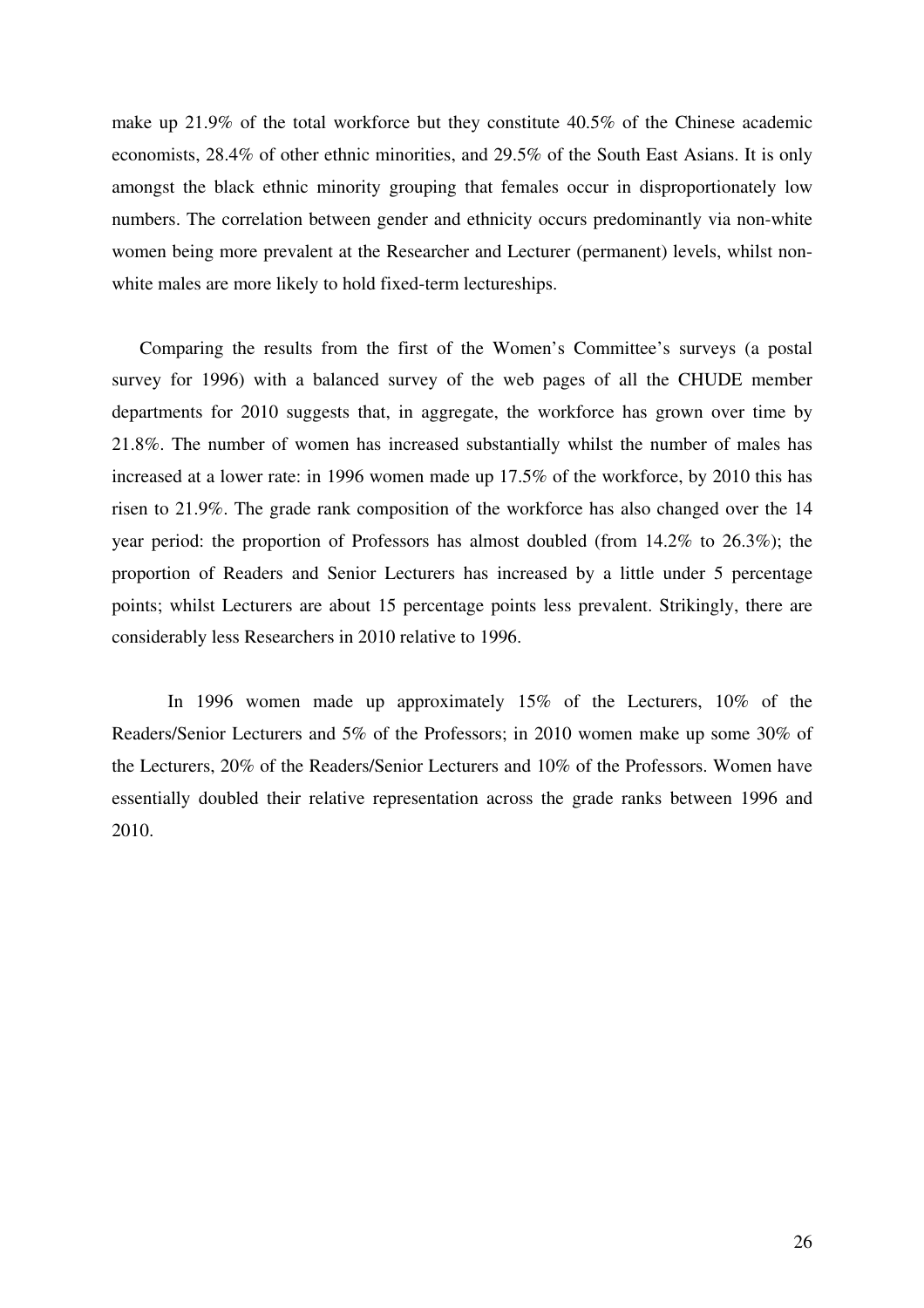make up 21.9% of the total workforce but they constitute 40.5% of the Chinese academic economists, 28.4% of other ethnic minorities, and 29.5% of the South East Asians. It is only amongst the black ethnic minority grouping that females occur in disproportionately low numbers. The correlation between gender and ethnicity occurs predominantly via non-white women being more prevalent at the Researcher and Lecturer (permanent) levels, whilst non-white males are more likely to hold fixed-term lectureships.

Comparing the results from the first of the Women's Committee's surveys (a postal survey for 1996) with a balanced survey of the web pages of all the CHUDE member departments for 2010 suggests that, in aggregate, the workforce has grown over time by 21.8%. The number of women has increased substantially whilst the number of males has increased at a lower rate: in 1996 women made up 17.5% of the workforce, by 2010 this has risen to 21.9%. The grade rank composition of the workforce has also changed over the 14 year period: the proportion of Professors has almost doubled (from 14.2% to 26.3%); the proportion of Readers and Senior Lecturers has increased by a little under 5 percentage points; whilst Lecturers are about 15 percentage points less prevalent. Strikingly, there are considerably less Researchers in 2010 relative to 1996.

In 1996 women made up approximately 15% of the Lecturers, 10% of the Readers/Senior Lecturers and 5% of the Professors; in 2010 women make up some 30% of the Lecturers, 20% of the Readers/Senior Lecturers and 10% of the Professors. Women have essentially doubled their relative representation across the grade ranks between 1996 and 2010.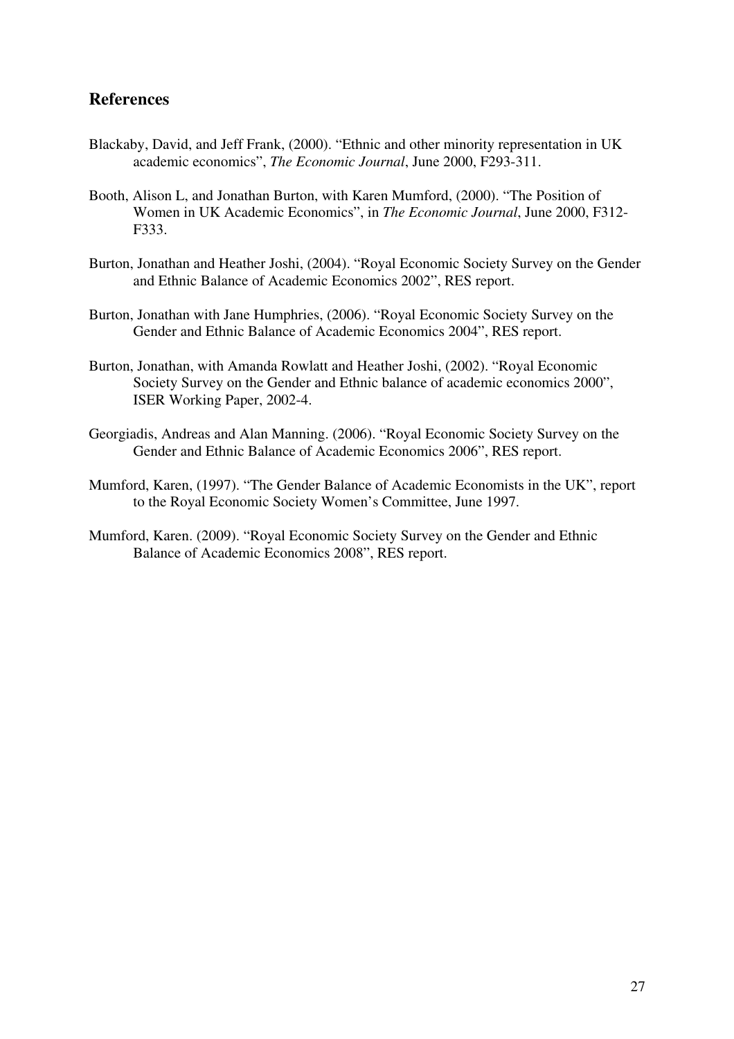## References

Blackaby, David, and Jeff Frank, (2000). "Ethnic and other minority representation in UK academic economics", *The Economic Journal*, June 2000, F293-311.

Booth, Alison L, and Jonathan Burton, with Karen Mumford, (2000). "The Position of Women in UK Academic Economics", in *The Economic Journal*, June 2000, F312-F333.

Burton, Jonathan and Heather Joshi, (2004). "Royal Economic Society Survey on the Gender and Ethnic Balance of Academic Economics 2002", RES report.

Burton, Jonathan with Jane Humphries, (2006). "Royal Economic Society Survey on the Gender and Ethnic Balance of Academic Economics 2004", RES report.

Burton, Jonathan, with Amanda Rowlatt and Heather Joshi, (2002). "Royal Economic Society Survey on the Gender and Ethnic balance of academic economics 2000", ISER Working Paper, 2002-4.

Georgiadis, Andreas and Alan Manning. (2006). "Royal Economic Society Survey on the Gender and Ethnic Balance of Academic Economics 2006", RES report.

Mumford, Karen, (1997). "The Gender Balance of Academic Economists in the UK", report to the Royal Economic Society Women's Committee, June 1997.

Mumford, Karen. (2009). "Royal Economic Society Survey on the Gender and Ethnic Balance of Academic Economics 2008", RES report.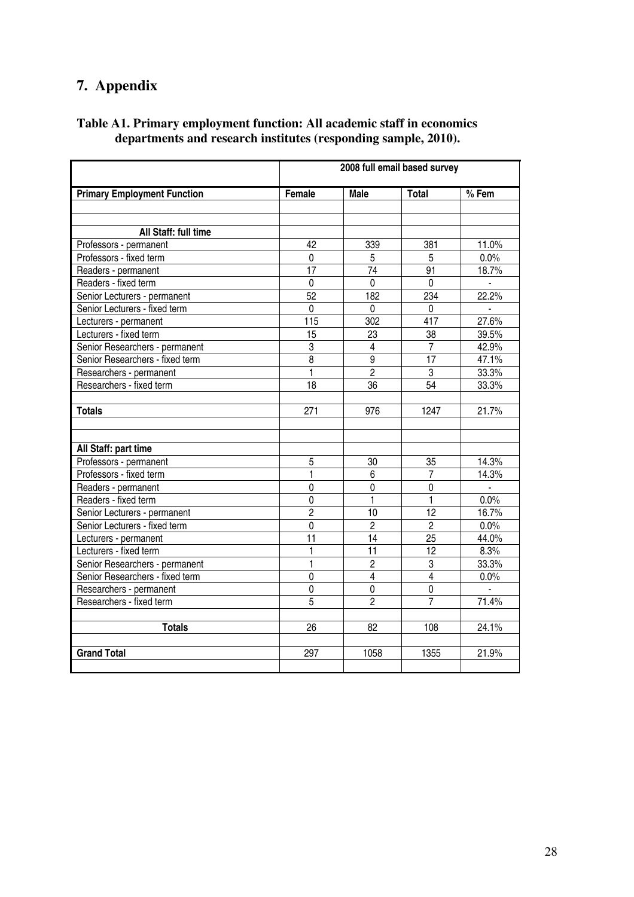# 7. Appendix

**Table A1. Primary employment function: All academic staff in economics departments and research institutes (responding sample, 2010).**

| | 2008 full email based survey | | | |
|---|---|---|---|---|
| **Primary Employment Function** | **Female** | **Male** | **Total** | **% Fem** |
| | | | | |
| | | | | |
| **All Staff: full time** | | | | |
| Professors - permanent | 42 | 339 | 381 | 11.0% |
| Professors - fixed term | 0 | 5 | 5 | 0.0% |
| Readers - permanent | 17 | 74 | 91 | 18.7% |
| Readers - fixed term | 0 | 0 | 0 | - |
| Senior Lecturers - permanent | 52 | 182 | 234 | 22.2% |
| Senior Lecturers - fixed term | 0 | 0 | 0 | - |
| Lecturers - permanent | 115 | 302 | 417 | 27.6% |
| Lecturers - fixed term | 15 | 23 | 38 | 39.5% |
| Senior Researchers - permanent | 3 | 4 | 7 | 42.9% |
| Senior Researchers - fixed term | 8 | 9 | 17 | 47.1% |
| Researchers - permanent | 1 | 2 | 3 | 33.3% |
| Researchers - fixed term | 18 | 36 | 54 | 33.3% |
| | | | | |
| **Totals** | 271 | 976 | 1247 | 21.7% |
| | | | | |
| | | | | |
| **All Staff: part time** | | | | |
| Professors - permanent | 5 | 30 | 35 | 14.3% |
| Professors - fixed term | 1 | 6 | 7 | 14.3% |
| Readers - permanent | 0 | 0 | 0 | - |
| Readers - fixed term | 0 | 1 | 1 | 0.0% |
| Senior Lecturers - permanent | 2 | 10 | 12 | 16.7% |
| Senior Lecturers - fixed term | 0 | 2 | 2 | 0.0% |
| Lecturers - permanent | 11 | 14 | 25 | 44.0% |
| Lecturers - fixed term | 1 | 11 | 12 | 8.3% |
| Senior Researchers - permanent | 1 | 2 | 3 | 33.3% |
| Senior Researchers - fixed term | 0 | 4 | 4 | 0.0% |
| Researchers - permanent | 0 | 0 | 0 | - |
| Researchers - fixed term | 5 | 2 | 7 | 71.4% |
| | | | | |
| **Totals** | 26 | 82 | 108 | 24.1% |
| | | | | |
| **Grand Total** | 297 | 1058 | 1355 | 21.9% |
| | | | | |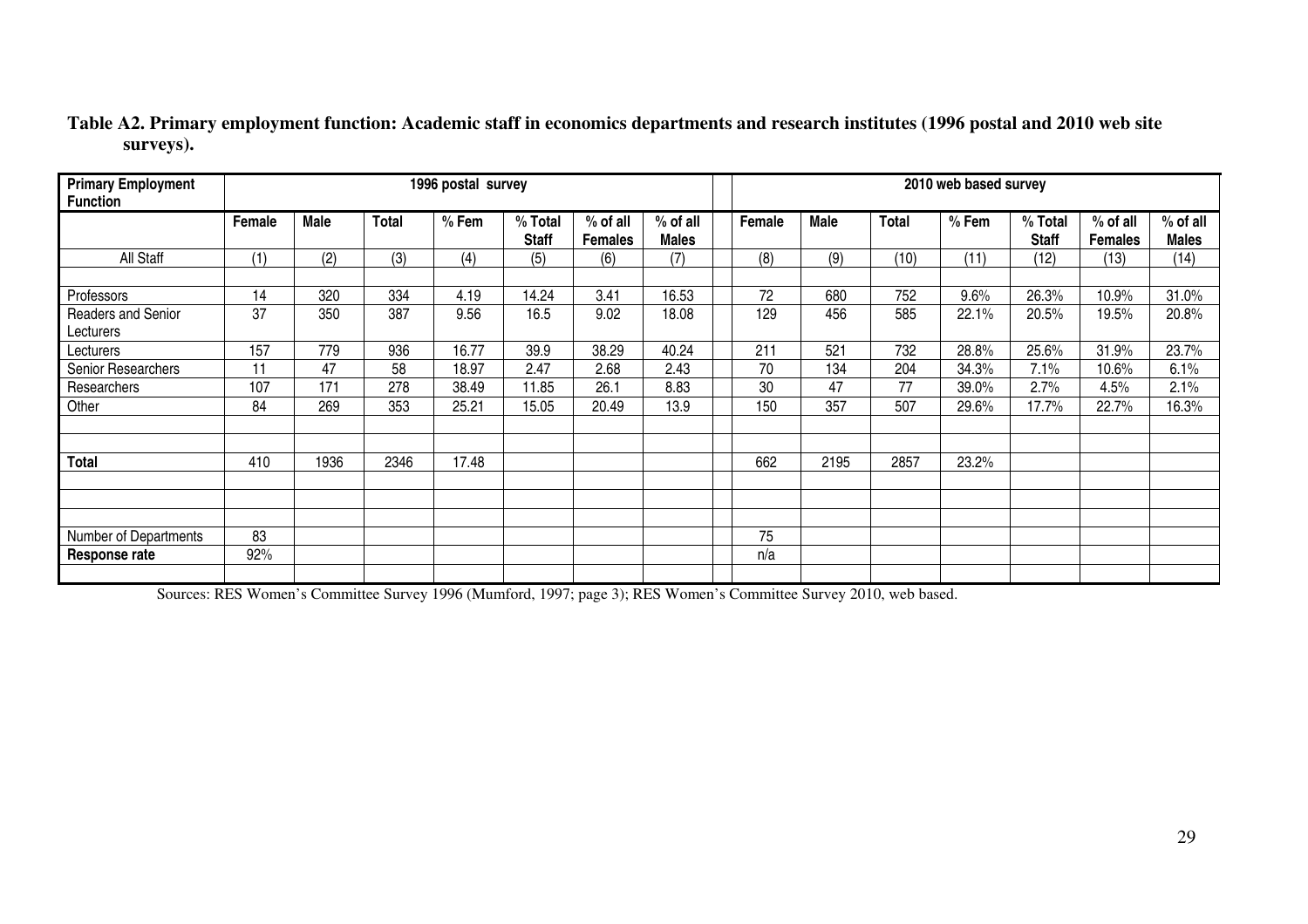**Table A2. Primary employment function: Academic staff in economics departments and research institutes (1996 postal and 2010 web site surveys).**

| Primary Employment Function | 1996 postal survey | | | | | | | | 2010 web based survey | | | | | | |
|---|---|---|---|---|---|---|---|---|---|---|---|---|---|---|---|
| | Female | Male | Total | % Fem | % Total Staff | % of all Females | % of all Males | | Female | Male | Total | % Fem | % Total Staff | % of all Females | % of all Males |
| All Staff | (1) | (2) | (3) | (4) | (5) | (6) | (7) | | (8) | (9) | (10) | (11) | (12) | (13) | (14) |
| | | | | | | | | | | | | | | | |
| Professors | 14 | 320 | 334 | 4.19 | 14.24 | 3.41 | 16.53 | | 72 | 680 | 752 | 9.6% | 26.3% | 10.9% | 31.0% |
| Readers and Senior Lecturers | 37 | 350 | 387 | 9.56 | 16.5 | 9.02 | 18.08 | | 129 | 456 | 585 | 22.1% | 20.5% | 19.5% | 20.8% |
| Lecturers | 157 | 779 | 936 | 16.77 | 39.9 | 38.29 | 40.24 | | 211 | 521 | 732 | 28.8% | 25.6% | 31.9% | 23.7% |
| Senior Researchers | 11 | 47 | 58 | 18.97 | 2.47 | 2.68 | 2.43 | | 70 | 134 | 204 | 34.3% | 7.1% | 10.6% | 6.1% |
| Researchers | 107 | 171 | 278 | 38.49 | 11.85 | 26.1 | 8.83 | | 30 | 47 | 77 | 39.0% | 2.7% | 4.5% | 2.1% |
| Other | 84 | 269 | 353 | 25.21 | 15.05 | 20.49 | 13.9 | | 150 | 357 | 507 | 29.6% | 17.7% | 22.7% | 16.3% |
| | | | | | | | | | | | | | | | |
| | | | | | | | | | | | | | | | |
| **Total** | 410 | 1936 | 2346 | 17.48 | | | | | 662 | 2195 | 2857 | 23.2% | | | |
| | | | | | | | | | | | | | | | |
| | | | | | | | | | | | | | | | |
| | | | | | | | | | | | | | | | |
| Number of Departments | 83 | | | | | | | | 75 | | | | | | |
| **Response rate** | 92% | | | | | | | | n/a | | | | | | |
| | | | | | | | | | | | | | | | |

Sources: RES Women's Committee Survey 1996 (Mumford, 1997; page 3); RES Women's Committee Survey 2010, web based.